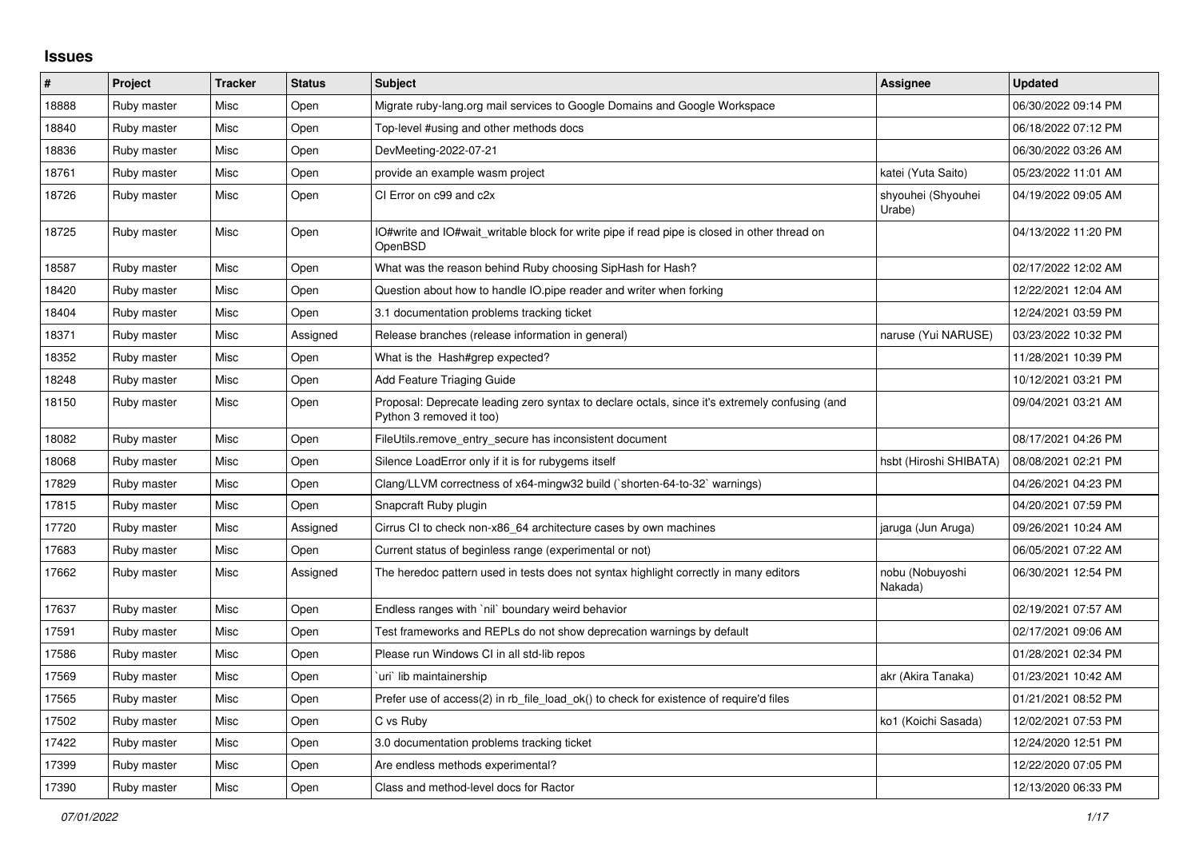## Issues

| # | Project | Tracker | Status | Subject | Assignee | Updated |
|---|---|---|---|---|---|---|
| 18888 | Ruby master | Misc | Open | Migrate ruby-lang.org mail services to Google Domains and Google Workspace | | 06/30/2022 09:14 PM |
| 18840 | Ruby master | Misc | Open | Top-level #using and other methods docs | | 06/18/2022 07:12 PM |
| 18836 | Ruby master | Misc | Open | DevMeeting-2022-07-21 | | 06/30/2022 03:26 AM |
| 18761 | Ruby master | Misc | Open | provide an example wasm project | katei (Yuta Saito) | 05/23/2022 11:01 AM |
| 18726 | Ruby master | Misc | Open | CI Error on c99 and c2x | shyouhei (Shyouhei Urabe) | 04/19/2022 09:05 AM |
| 18725 | Ruby master | Misc | Open | IO#write and IO#wait_writable block for write pipe if read pipe is closed in other thread on OpenBSD | | 04/13/2022 11:20 PM |
| 18587 | Ruby master | Misc | Open | What was the reason behind Ruby choosing SipHash for Hash? | | 02/17/2022 12:02 AM |
| 18420 | Ruby master | Misc | Open | Question about how to handle IO.pipe reader and writer when forking | | 12/22/2021 12:04 AM |
| 18404 | Ruby master | Misc | Open | 3.1 documentation problems tracking ticket | | 12/24/2021 03:59 PM |
| 18371 | Ruby master | Misc | Assigned | Release branches (release information in general) | naruse (Yui NARUSE) | 03/23/2022 10:32 PM |
| 18352 | Ruby master | Misc | Open | What is the  Hash#grep expected? | | 11/28/2021 10:39 PM |
| 18248 | Ruby master | Misc | Open | Add Feature Triaging Guide | | 10/12/2021 03:21 PM |
| 18150 | Ruby master | Misc | Open | Proposal: Deprecate leading zero syntax to declare octals, since it's extremely confusing (and Python 3 removed it too) | | 09/04/2021 03:21 AM |
| 18082 | Ruby master | Misc | Open | FileUtils.remove_entry_secure has inconsistent document | | 08/17/2021 04:26 PM |
| 18068 | Ruby master | Misc | Open | Silence LoadError only if it is for rubygems itself | hsbt (Hiroshi SHIBATA) | 08/08/2021 02:21 PM |
| 17829 | Ruby master | Misc | Open | Clang/LLVM correctness of x64-mingw32 build (`shorten-64-to-32` warnings) | | 04/26/2021 04:23 PM |
| 17815 | Ruby master | Misc | Open | Snapcraft Ruby plugin | | 04/20/2021 07:59 PM |
| 17720 | Ruby master | Misc | Assigned | Cirrus CI to check non-x86_64 architecture cases by own machines | jaruga (Jun Aruga) | 09/26/2021 10:24 AM |
| 17683 | Ruby master | Misc | Open | Current status of beginless range (experimental or not) | | 06/05/2021 07:22 AM |
| 17662 | Ruby master | Misc | Assigned | The heredoc pattern used in tests does not syntax highlight correctly in many editors | nobu (Nobuyoshi Nakada) | 06/30/2021 12:54 PM |
| 17637 | Ruby master | Misc | Open | Endless ranges with `nil` boundary weird behavior | | 02/19/2021 07:57 AM |
| 17591 | Ruby master | Misc | Open | Test frameworks and REPLs do not show deprecation warnings by default | | 02/17/2021 09:06 AM |
| 17586 | Ruby master | Misc | Open | Please run Windows CI in all std-lib repos | | 01/28/2021 02:34 PM |
| 17569 | Ruby master | Misc | Open | `uri` lib maintainership | akr (Akira Tanaka) | 01/23/2021 10:42 AM |
| 17565 | Ruby master | Misc | Open | Prefer use of access(2) in rb_file_load_ok() to check for existence of require'd files | | 01/21/2021 08:52 PM |
| 17502 | Ruby master | Misc | Open | C vs Ruby | ko1 (Koichi Sasada) | 12/02/2021 07:53 PM |
| 17422 | Ruby master | Misc | Open | 3.0 documentation problems tracking ticket | | 12/24/2020 12:51 PM |
| 17399 | Ruby master | Misc | Open | Are endless methods experimental? | | 12/22/2020 07:05 PM |
| 17390 | Ruby master | Misc | Open | Class and method-level docs for Ractor | | 12/13/2020 06:33 PM |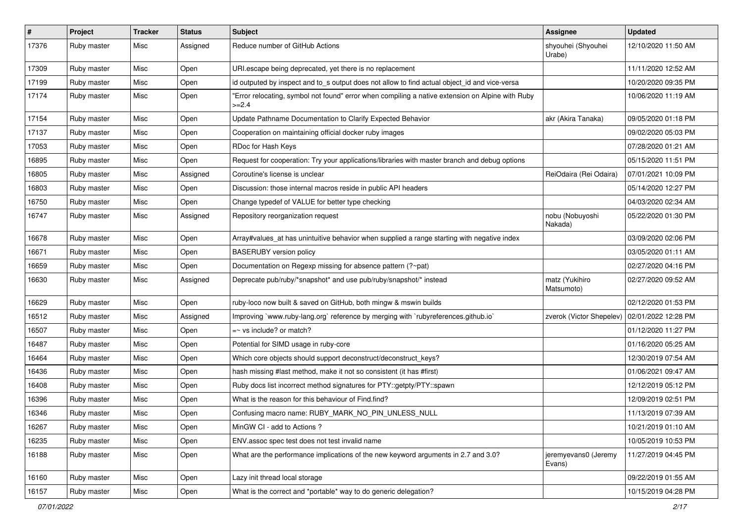| # | Project | Tracker | Status | Subject | Assignee | Updated |
|---|---|---|---|---|---|---|
| 17376 | Ruby master | Misc | Assigned | Reduce number of GitHub Actions | shyouhei (Shyouhei Urabe) | 12/10/2020 11:50 AM |
| 17309 | Ruby master | Misc | Open | URI.escape being deprecated, yet there is no replacement | | 11/11/2020 12:52 AM |
| 17199 | Ruby master | Misc | Open | id outputed by inspect and to_s output does not allow to find actual object_id and vice-versa | | 10/20/2020 09:35 PM |
| 17174 | Ruby master | Misc | Open | "Error relocating, symbol not found" error when compiling a native extension on Alpine with Ruby >=2.4 | | 10/06/2020 11:19 AM |
| 17154 | Ruby master | Misc | Open | Update Pathname Documentation to Clarify Expected Behavior | akr (Akira Tanaka) | 09/05/2020 01:18 PM |
| 17137 | Ruby master | Misc | Open | Cooperation on maintaining official docker ruby images | | 09/02/2020 05:03 PM |
| 17053 | Ruby master | Misc | Open | RDoc for Hash Keys | | 07/28/2020 01:21 AM |
| 16895 | Ruby master | Misc | Open | Request for cooperation: Try your applications/libraries with master branch and debug options | | 05/15/2020 11:51 PM |
| 16805 | Ruby master | Misc | Assigned | Coroutine's license is unclear | ReiOdaira (Rei Odaira) | 07/01/2021 10:09 PM |
| 16803 | Ruby master | Misc | Open | Discussion: those internal macros reside in public API headers | | 05/14/2020 12:27 PM |
| 16750 | Ruby master | Misc | Open | Change typedef of VALUE for better type checking | | 04/03/2020 02:34 AM |
| 16747 | Ruby master | Misc | Assigned | Repository reorganization request | nobu (Nobuyoshi Nakada) | 05/22/2020 01:30 PM |
| 16678 | Ruby master | Misc | Open | Array#values_at has unintuitive behavior when supplied a range starting with negative index | | 03/09/2020 02:06 PM |
| 16671 | Ruby master | Misc | Open | BASERUBY version policy | | 03/05/2020 01:11 AM |
| 16659 | Ruby master | Misc | Open | Documentation on Regexp missing for absence pattern (?~pat) | | 02/27/2020 04:16 PM |
| 16630 | Ruby master | Misc | Assigned | Deprecate pub/ruby/*snapshot* and use pub/ruby/snapshot/* instead | matz (Yukihiro Matsumoto) | 02/27/2020 09:52 AM |
| 16629 | Ruby master | Misc | Open | ruby-loco now built & saved on GitHub, both mingw & mswin builds | | 02/12/2020 01:53 PM |
| 16512 | Ruby master | Misc | Assigned | Improving `www.ruby-lang.org` reference by merging with `rubyreferences.github.io` | zverok (Victor Shepelev) | 02/01/2022 12:28 PM |
| 16507 | Ruby master | Misc | Open | =~ vs include? or match? | | 01/12/2020 11:27 PM |
| 16487 | Ruby master | Misc | Open | Potential for SIMD usage in ruby-core | | 01/16/2020 05:25 AM |
| 16464 | Ruby master | Misc | Open | Which core objects should support deconstruct/deconstruct_keys? | | 12/30/2019 07:54 AM |
| 16436 | Ruby master | Misc | Open | hash missing #last method, make it not so consistent (it has #first) | | 01/06/2021 09:47 AM |
| 16408 | Ruby master | Misc | Open | Ruby docs list incorrect method signatures for PTY::getpty/PTY::spawn | | 12/12/2019 05:12 PM |
| 16396 | Ruby master | Misc | Open | What is the reason for this behaviour of Find.find? | | 12/09/2019 02:51 PM |
| 16346 | Ruby master | Misc | Open | Confusing macro name: RUBY_MARK_NO_PIN_UNLESS_NULL | | 11/13/2019 07:39 AM |
| 16267 | Ruby master | Misc | Open | MinGW CI - add to Actions ? | | 10/21/2019 01:10 AM |
| 16235 | Ruby master | Misc | Open | ENV.assoc spec test does not test invalid name | | 10/05/2019 10:53 PM |
| 16188 | Ruby master | Misc | Open | What are the performance implications of the new keyword arguments in 2.7 and 3.0? | jeremyevans0 (Jeremy Evans) | 11/27/2019 04:45 PM |
| 16160 | Ruby master | Misc | Open | Lazy init thread local storage | | 09/22/2019 01:55 AM |
| 16157 | Ruby master | Misc | Open | What is the correct and *portable* way to do generic delegation? | | 10/15/2019 04:28 PM |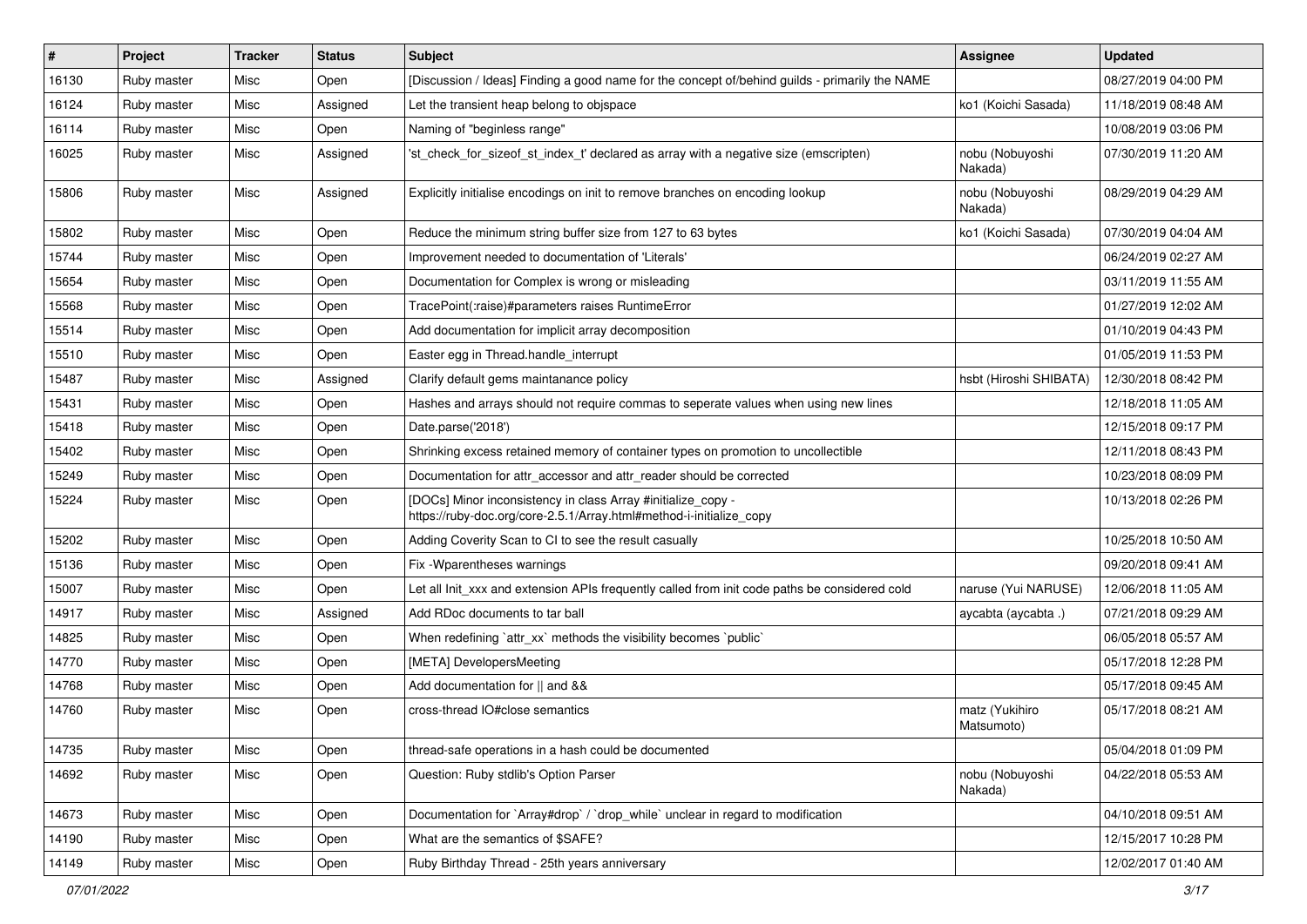| # | Project | Tracker | Status | Subject | Assignee | Updated |
|---|---|---|---|---|---|---|
| 16130 | Ruby master | Misc | Open | [Discussion / Ideas] Finding a good name for the concept of/behind guilds - primarily the NAME | | 08/27/2019 04:00 PM |
| 16124 | Ruby master | Misc | Assigned | Let the transient heap belong to objspace | ko1 (Koichi Sasada) | 11/18/2019 08:48 AM |
| 16114 | Ruby master | Misc | Open | Naming of "beginless range" | | 10/08/2019 03:06 PM |
| 16025 | Ruby master | Misc | Assigned | 'st_check_for_sizeof_st_index_t' declared as array with a negative size (emscripten) | nobu (Nobuyoshi Nakada) | 07/30/2019 11:20 AM |
| 15806 | Ruby master | Misc | Assigned | Explicitly initialise encodings on init to remove branches on encoding lookup | nobu (Nobuyoshi Nakada) | 08/29/2019 04:29 AM |
| 15802 | Ruby master | Misc | Open | Reduce the minimum string buffer size from 127 to 63 bytes | ko1 (Koichi Sasada) | 07/30/2019 04:04 AM |
| 15744 | Ruby master | Misc | Open | Improvement needed to documentation of 'Literals' | | 06/24/2019 02:27 AM |
| 15654 | Ruby master | Misc | Open | Documentation for Complex is wrong or misleading | | 03/11/2019 11:55 AM |
| 15568 | Ruby master | Misc | Open | TracePoint(:raise)#parameters raises RuntimeError | | 01/27/2019 12:02 AM |
| 15514 | Ruby master | Misc | Open | Add documentation for implicit array decomposition | | 01/10/2019 04:43 PM |
| 15510 | Ruby master | Misc | Open | Easter egg in Thread.handle_interrupt | | 01/05/2019 11:53 PM |
| 15487 | Ruby master | Misc | Assigned | Clarify default gems maintanance policy | hsbt (Hiroshi SHIBATA) | 12/30/2018 08:42 PM |
| 15431 | Ruby master | Misc | Open | Hashes and arrays should not require commas to seperate values when using new lines | | 12/18/2018 11:05 AM |
| 15418 | Ruby master | Misc | Open | Date.parse('2018') | | 12/15/2018 09:17 PM |
| 15402 | Ruby master | Misc | Open | Shrinking excess retained memory of container types on promotion to uncollectible | | 12/11/2018 08:43 PM |
| 15249 | Ruby master | Misc | Open | Documentation for attr_accessor and attr_reader should be corrected | | 10/23/2018 08:09 PM |
| 15224 | Ruby master | Misc | Open | [DOCs] Minor inconsistency in class Array #initialize_copy - https://ruby-doc.org/core-2.5.1/Array.html#method-i-initialize_copy | | 10/13/2018 02:26 PM |
| 15202 | Ruby master | Misc | Open | Adding Coverity Scan to CI to see the result casually | | 10/25/2018 10:50 AM |
| 15136 | Ruby master | Misc | Open | Fix -Wparentheses warnings | | 09/20/2018 09:41 AM |
| 15007 | Ruby master | Misc | Open | Let all Init_xxx and extension APIs frequently called from init code paths be considered cold | naruse (Yui NARUSE) | 12/06/2018 11:05 AM |
| 14917 | Ruby master | Misc | Assigned | Add RDoc documents to tar ball | aycabta (aycabta .) | 07/21/2018 09:29 AM |
| 14825 | Ruby master | Misc | Open | When redefining `attr_xx` methods the visibility becomes `public` | | 06/05/2018 05:57 AM |
| 14770 | Ruby master | Misc | Open | [META] DevelopersMeeting | | 05/17/2018 12:28 PM |
| 14768 | Ruby master | Misc | Open | Add documentation for \|\| and && | | 05/17/2018 09:45 AM |
| 14760 | Ruby master | Misc | Open | cross-thread IO#close semantics | matz (Yukihiro Matsumoto) | 05/17/2018 08:21 AM |
| 14735 | Ruby master | Misc | Open | thread-safe operations in a hash could be documented | | 05/04/2018 01:09 PM |
| 14692 | Ruby master | Misc | Open | Question: Ruby stdlib's Option Parser | nobu (Nobuyoshi Nakada) | 04/22/2018 05:53 AM |
| 14673 | Ruby master | Misc | Open | Documentation for `Array#drop` / `drop_while` unclear in regard to modification | | 04/10/2018 09:51 AM |
| 14190 | Ruby master | Misc | Open | What are the semantics of $SAFE? | | 12/15/2017 10:28 PM |
| 14149 | Ruby master | Misc | Open | Ruby Birthday Thread - 25th years anniversary | | 12/02/2017 01:40 AM |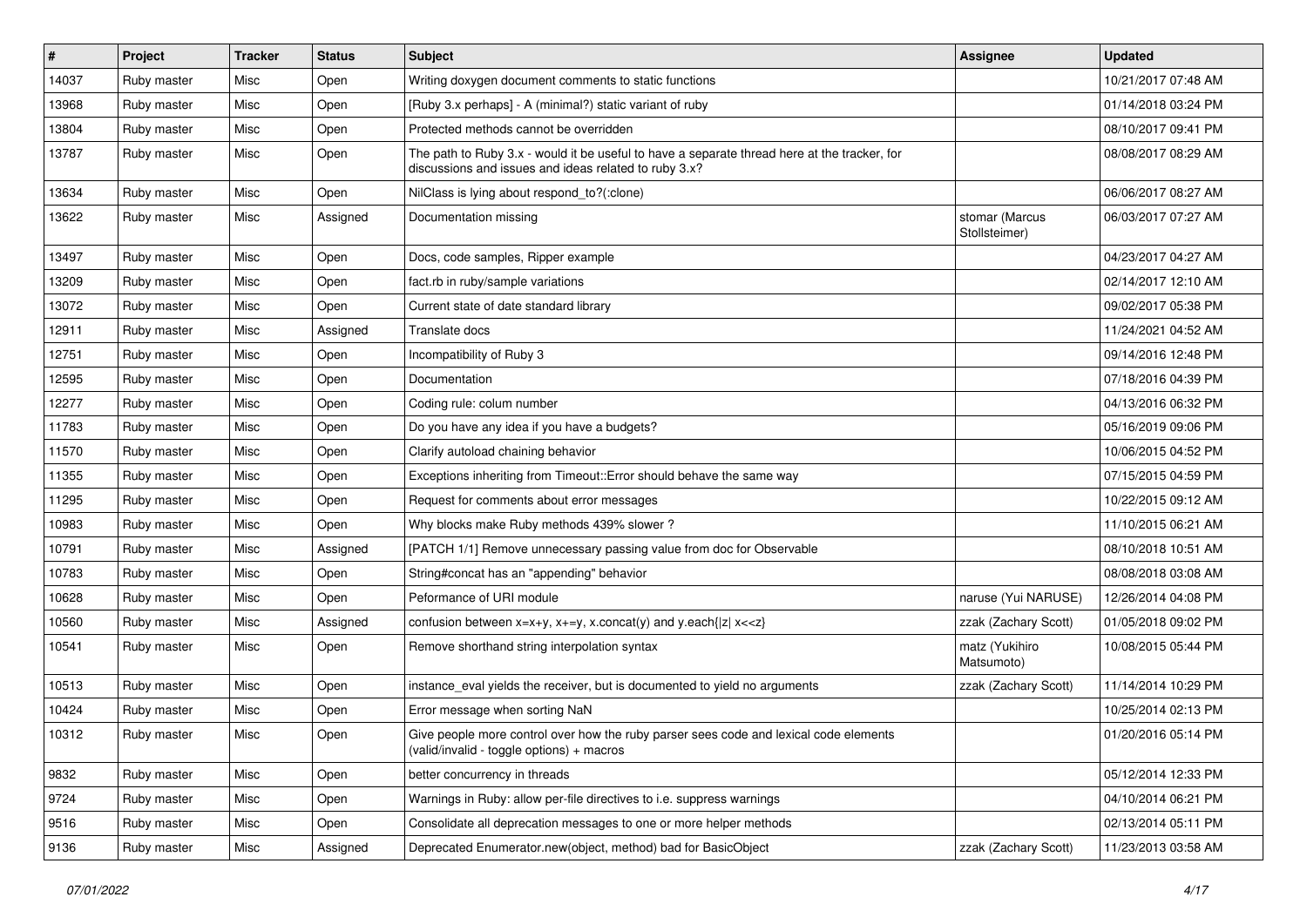| # | Project | Tracker | Status | Subject | Assignee | Updated |
|---|---|---|---|---|---|---|
| 14037 | Ruby master | Misc | Open | Writing doxygen document comments to static functions | | 10/21/2017 07:48 AM |
| 13968 | Ruby master | Misc | Open | [Ruby 3.x perhaps] - A (minimal?) static variant of ruby | | 01/14/2018 03:24 PM |
| 13804 | Ruby master | Misc | Open | Protected methods cannot be overridden | | 08/10/2017 09:41 PM |
| 13787 | Ruby master | Misc | Open | The path to Ruby 3.x - would it be useful to have a separate thread here at the tracker, for discussions and issues and ideas related to ruby 3.x? | | 08/08/2017 08:29 AM |
| 13634 | Ruby master | Misc | Open | NilClass is lying about respond_to?(:clone) | | 06/06/2017 08:27 AM |
| 13622 | Ruby master | Misc | Assigned | Documentation missing | stomar (Marcus Stollsteimer) | 06/03/2017 07:27 AM |
| 13497 | Ruby master | Misc | Open | Docs, code samples, Ripper example | | 04/23/2017 04:27 AM |
| 13209 | Ruby master | Misc | Open | fact.rb in ruby/sample variations | | 02/14/2017 12:10 AM |
| 13072 | Ruby master | Misc | Open | Current state of date standard library | | 09/02/2017 05:38 PM |
| 12911 | Ruby master | Misc | Assigned | Translate docs | | 11/24/2021 04:52 AM |
| 12751 | Ruby master | Misc | Open | Incompatibility of Ruby 3 | | 09/14/2016 12:48 PM |
| 12595 | Ruby master | Misc | Open | Documentation | | 07/18/2016 04:39 PM |
| 12277 | Ruby master | Misc | Open | Coding rule: colum number | | 04/13/2016 06:32 PM |
| 11783 | Ruby master | Misc | Open | Do you have any idea if you have a budgets? | | 05/16/2019 09:06 PM |
| 11570 | Ruby master | Misc | Open | Clarify autoload chaining behavior | | 10/06/2015 04:52 PM |
| 11355 | Ruby master | Misc | Open | Exceptions inheriting from Timeout::Error should behave the same way | | 07/15/2015 04:59 PM |
| 11295 | Ruby master | Misc | Open | Request for comments about error messages | | 10/22/2015 09:12 AM |
| 10983 | Ruby master | Misc | Open | Why blocks make Ruby methods 439% slower ? | | 11/10/2015 06:21 AM |
| 10791 | Ruby master | Misc | Assigned | [PATCH 1/1] Remove unnecessary passing value from doc for Observable | | 08/10/2018 10:51 AM |
| 10783 | Ruby master | Misc | Open | String#concat has an "appending" behavior | | 08/08/2018 03:08 AM |
| 10628 | Ruby master | Misc | Open | Peformance of URI module | naruse (Yui NARUSE) | 12/26/2014 04:08 PM |
| 10560 | Ruby master | Misc | Assigned | confusion between x=x+y, x+=y, x.concat(y) and y.each{\|z\| x<<z} | zzak (Zachary Scott) | 01/05/2018 09:02 PM |
| 10541 | Ruby master | Misc | Open | Remove shorthand string interpolation syntax | matz (Yukihiro Matsumoto) | 10/08/2015 05:44 PM |
| 10513 | Ruby master | Misc | Open | instance_eval yields the receiver, but is documented to yield no arguments | zzak (Zachary Scott) | 11/14/2014 10:29 PM |
| 10424 | Ruby master | Misc | Open | Error message when sorting NaN | | 10/25/2014 02:13 PM |
| 10312 | Ruby master | Misc | Open | Give people more control over how the ruby parser sees code and lexical code elements (valid/invalid - toggle options) + macros | | 01/20/2016 05:14 PM |
| 9832 | Ruby master | Misc | Open | better concurrency in threads | | 05/12/2014 12:33 PM |
| 9724 | Ruby master | Misc | Open | Warnings in Ruby: allow per-file directives to i.e. suppress warnings | | 04/10/2014 06:21 PM |
| 9516 | Ruby master | Misc | Open | Consolidate all deprecation messages to one or more helper methods | | 02/13/2014 05:11 PM |
| 9136 | Ruby master | Misc | Assigned | Deprecated Enumerator.new(object, method) bad for BasicObject | zzak (Zachary Scott) | 11/23/2013 03:58 AM |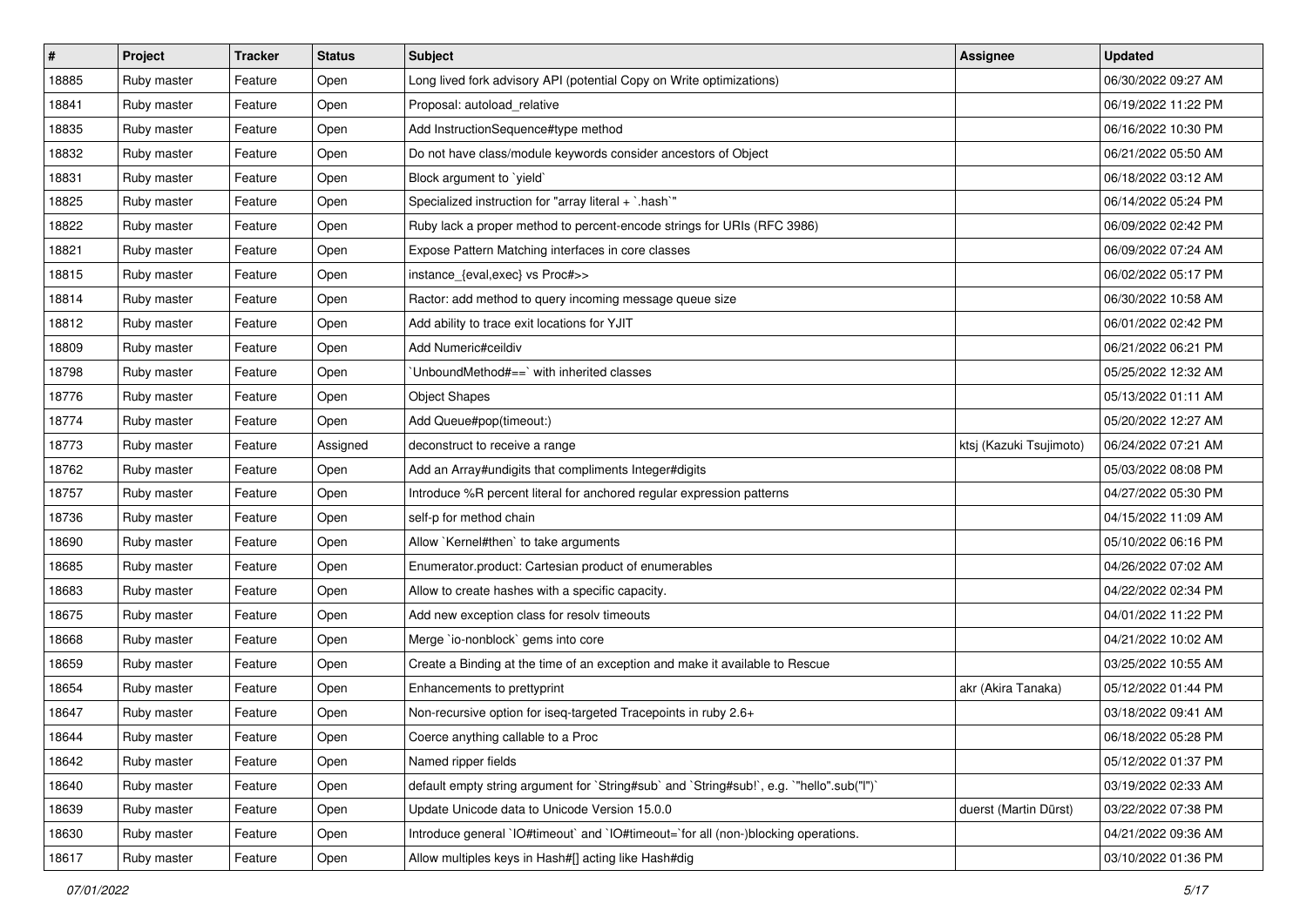| # | Project | Tracker | Status | Subject | Assignee | Updated |
|---|---|---|---|---|---|---|
| 18885 | Ruby master | Feature | Open | Long lived fork advisory API (potential Copy on Write optimizations) | | 06/30/2022 09:27 AM |
| 18841 | Ruby master | Feature | Open | Proposal: autoload_relative | | 06/19/2022 11:22 PM |
| 18835 | Ruby master | Feature | Open | Add InstructionSequence#type method | | 06/16/2022 10:30 PM |
| 18832 | Ruby master | Feature | Open | Do not have class/module keywords consider ancestors of Object | | 06/21/2022 05:50 AM |
| 18831 | Ruby master | Feature | Open | Block argument to `yield` | | 06/18/2022 03:12 AM |
| 18825 | Ruby master | Feature | Open | Specialized instruction for "array literal + `.hash`" | | 06/14/2022 05:24 PM |
| 18822 | Ruby master | Feature | Open | Ruby lack a proper method to percent-encode strings for URIs (RFC 3986) | | 06/09/2022 02:42 PM |
| 18821 | Ruby master | Feature | Open | Expose Pattern Matching interfaces in core classes | | 06/09/2022 07:24 AM |
| 18815 | Ruby master | Feature | Open | instance_{eval,exec} vs Proc#>> | | 06/02/2022 05:17 PM |
| 18814 | Ruby master | Feature | Open | Ractor: add method to query incoming message queue size | | 06/30/2022 10:58 AM |
| 18812 | Ruby master | Feature | Open | Add ability to trace exit locations for YJIT | | 06/01/2022 02:42 PM |
| 18809 | Ruby master | Feature | Open | Add Numeric#ceildiv | | 06/21/2022 06:21 PM |
| 18798 | Ruby master | Feature | Open | `UnboundMethod#==` with inherited classes | | 05/25/2022 12:32 AM |
| 18776 | Ruby master | Feature | Open | Object Shapes | | 05/13/2022 01:11 AM |
| 18774 | Ruby master | Feature | Open | Add Queue#pop(timeout:) | | 05/20/2022 12:27 AM |
| 18773 | Ruby master | Feature | Assigned | deconstruct to receive a range | ktsj (Kazuki Tsujimoto) | 06/24/2022 07:21 AM |
| 18762 | Ruby master | Feature | Open | Add an Array#undigits that compliments Integer#digits | | 05/03/2022 08:08 PM |
| 18757 | Ruby master | Feature | Open | Introduce %R percent literal for anchored regular expression patterns | | 04/27/2022 05:30 PM |
| 18736 | Ruby master | Feature | Open | self-p for method chain | | 04/15/2022 11:09 AM |
| 18690 | Ruby master | Feature | Open | Allow `Kernel#then` to take arguments | | 05/10/2022 06:16 PM |
| 18685 | Ruby master | Feature | Open | Enumerator.product: Cartesian product of enumerables | | 04/26/2022 07:02 AM |
| 18683 | Ruby master | Feature | Open | Allow to create hashes with a specific capacity. | | 04/22/2022 02:34 PM |
| 18675 | Ruby master | Feature | Open | Add new exception class for resolv timeouts | | 04/01/2022 11:22 PM |
| 18668 | Ruby master | Feature | Open | Merge `io-nonblock` gems into core | | 04/21/2022 10:02 AM |
| 18659 | Ruby master | Feature | Open | Create a Binding at the time of an exception and make it available to Rescue | | 03/25/2022 10:55 AM |
| 18654 | Ruby master | Feature | Open | Enhancements to prettyprint | akr (Akira Tanaka) | 05/12/2022 01:44 PM |
| 18647 | Ruby master | Feature | Open | Non-recursive option for iseq-targeted Tracepoints in ruby 2.6+ | | 03/18/2022 09:41 AM |
| 18644 | Ruby master | Feature | Open | Coerce anything callable to a Proc | | 06/18/2022 05:28 PM |
| 18642 | Ruby master | Feature | Open | Named ripper fields | | 05/12/2022 01:37 PM |
| 18640 | Ruby master | Feature | Open | default empty string argument for `String#sub` and `String#sub!`, e.g. `"hello".sub("l")` | | 03/19/2022 02:33 AM |
| 18639 | Ruby master | Feature | Open | Update Unicode data to Unicode Version 15.0.0 | duerst (Martin Dürst) | 03/22/2022 07:38 PM |
| 18630 | Ruby master | Feature | Open | Introduce general `IO#timeout` and `IO#timeout=`for all (non-)blocking operations. | | 04/21/2022 09:36 AM |
| 18617 | Ruby master | Feature | Open | Allow multiples keys in Hash#[] acting like Hash#dig | | 03/10/2022 01:36 PM |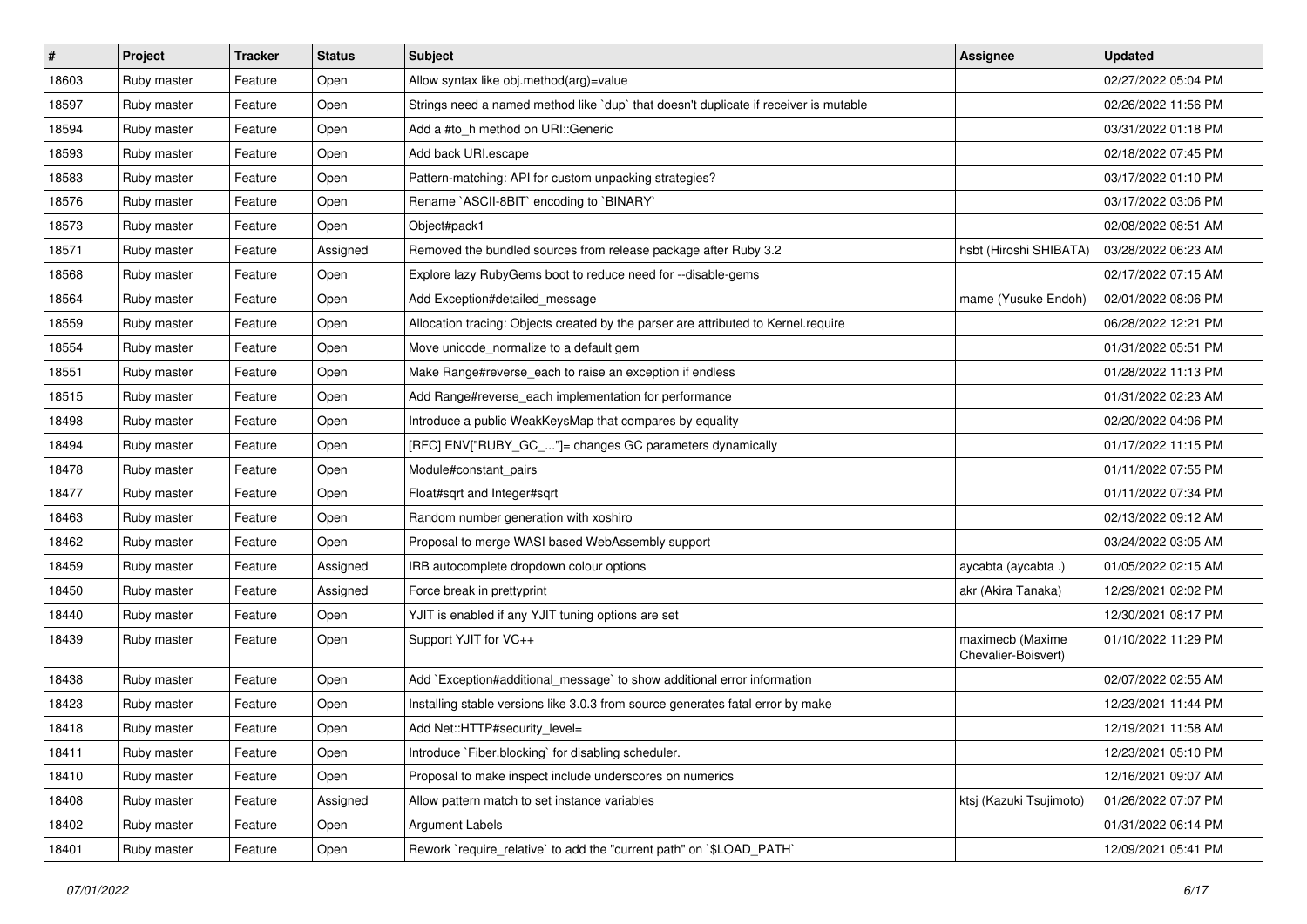| # | Project | Tracker | Status | Subject | Assignee | Updated |
|---|---|---|---|---|---|---|
| 18603 | Ruby master | Feature | Open | Allow syntax like obj.method(arg)=value | | 02/27/2022 05:04 PM |
| 18597 | Ruby master | Feature | Open | Strings need a named method like `dup` that doesn't duplicate if receiver is mutable | | 02/26/2022 11:56 PM |
| 18594 | Ruby master | Feature | Open | Add a #to_h method on URI::Generic | | 03/31/2022 01:18 PM |
| 18593 | Ruby master | Feature | Open | Add back URI.escape | | 02/18/2022 07:45 PM |
| 18583 | Ruby master | Feature | Open | Pattern-matching: API for custom unpacking strategies? | | 03/17/2022 01:10 PM |
| 18576 | Ruby master | Feature | Open | Rename `ASCII-8BIT` encoding to `BINARY` | | 03/17/2022 03:06 PM |
| 18573 | Ruby master | Feature | Open | Object#pack1 | | 02/08/2022 08:51 AM |
| 18571 | Ruby master | Feature | Assigned | Removed the bundled sources from release package after Ruby 3.2 | hsbt (Hiroshi SHIBATA) | 03/28/2022 06:23 AM |
| 18568 | Ruby master | Feature | Open | Explore lazy RubyGems boot to reduce need for --disable-gems | | 02/17/2022 07:15 AM |
| 18564 | Ruby master | Feature | Open | Add Exception#detailed_message | mame (Yusuke Endoh) | 02/01/2022 08:06 PM |
| 18559 | Ruby master | Feature | Open | Allocation tracing: Objects created by the parser are attributed to Kernel.require | | 06/28/2022 12:21 PM |
| 18554 | Ruby master | Feature | Open | Move unicode_normalize to a default gem | | 01/31/2022 05:51 PM |
| 18551 | Ruby master | Feature | Open | Make Range#reverse_each to raise an exception if endless | | 01/28/2022 11:13 PM |
| 18515 | Ruby master | Feature | Open | Add Range#reverse_each implementation for performance | | 01/31/2022 02:23 AM |
| 18498 | Ruby master | Feature | Open | Introduce a public WeakKeysMap that compares by equality | | 02/20/2022 04:06 PM |
| 18494 | Ruby master | Feature | Open | [RFC] ENV["RUBY_GC_..."]= changes GC parameters dynamically | | 01/17/2022 11:15 PM |
| 18478 | Ruby master | Feature | Open | Module#constant_pairs | | 01/11/2022 07:55 PM |
| 18477 | Ruby master | Feature | Open | Float#sqrt and Integer#sqrt | | 01/11/2022 07:34 PM |
| 18463 | Ruby master | Feature | Open | Random number generation with xoshiro | | 02/13/2022 09:12 AM |
| 18462 | Ruby master | Feature | Open | Proposal to merge WASI based WebAssembly support | | 03/24/2022 03:05 AM |
| 18459 | Ruby master | Feature | Assigned | IRB autocomplete dropdown colour options | aycabta (aycabta .) | 01/05/2022 02:15 AM |
| 18450 | Ruby master | Feature | Assigned | Force break in prettyprint | akr (Akira Tanaka) | 12/29/2021 02:02 PM |
| 18440 | Ruby master | Feature | Open | YJIT is enabled if any YJIT tuning options are set | | 12/30/2021 08:17 PM |
| 18439 | Ruby master | Feature | Open | Support YJIT for VC++ | maximecb (Maxime Chevalier-Boisvert) | 01/10/2022 11:29 PM |
| 18438 | Ruby master | Feature | Open | Add `Exception#additional_message` to show additional error information | | 02/07/2022 02:55 AM |
| 18423 | Ruby master | Feature | Open | Installing stable versions like 3.0.3 from source generates fatal error by make | | 12/23/2021 11:44 PM |
| 18418 | Ruby master | Feature | Open | Add Net::HTTP#security_level= | | 12/19/2021 11:58 AM |
| 18411 | Ruby master | Feature | Open | Introduce `Fiber.blocking` for disabling scheduler. | | 12/23/2021 05:10 PM |
| 18410 | Ruby master | Feature | Open | Proposal to make inspect include underscores on numerics | | 12/16/2021 09:07 AM |
| 18408 | Ruby master | Feature | Assigned | Allow pattern match to set instance variables | ktsj (Kazuki Tsujimoto) | 01/26/2022 07:07 PM |
| 18402 | Ruby master | Feature | Open | Argument Labels | | 01/31/2022 06:14 PM |
| 18401 | Ruby master | Feature | Open | Rework `require_relative` to add the "current path" on `$LOAD_PATH` | | 12/09/2021 05:41 PM |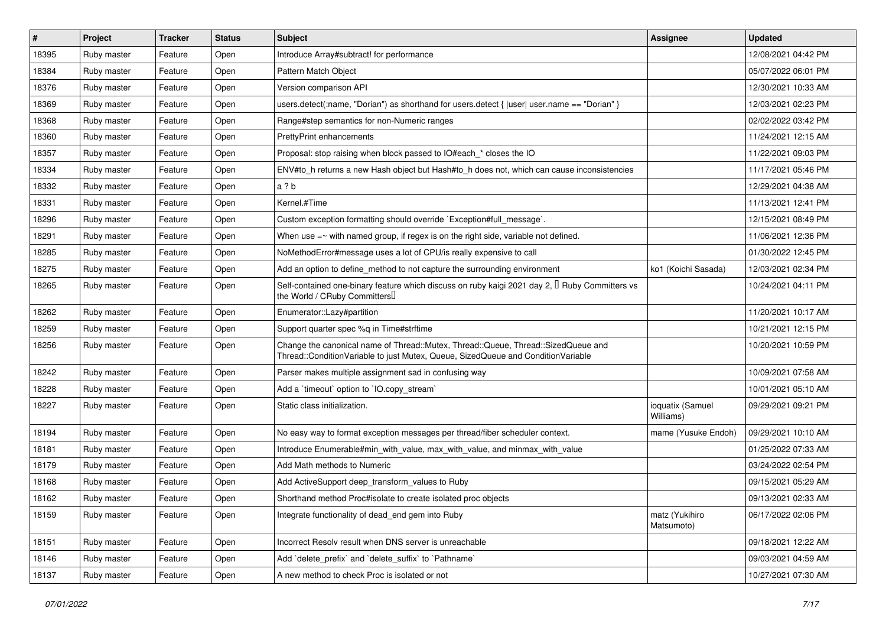| # | Project | Tracker | Status | Subject | Assignee | Updated |
|---|---|---|---|---|---|---|
| 18395 | Ruby master | Feature | Open | Introduce Array#subtract! for performance | | 12/08/2021 04:42 PM |
| 18384 | Ruby master | Feature | Open | Pattern Match Object | | 05/07/2022 06:01 PM |
| 18376 | Ruby master | Feature | Open | Version comparison API | | 12/30/2021 10:33 AM |
| 18369 | Ruby master | Feature | Open | users.detect(:name, "Dorian") as shorthand for users.detect { \|user\| user.name == "Dorian" } | | 12/03/2021 02:23 PM |
| 18368 | Ruby master | Feature | Open | Range#step semantics for non-Numeric ranges | | 02/02/2022 03:42 PM |
| 18360 | Ruby master | Feature | Open | PrettyPrint enhancements | | 11/24/2021 12:15 AM |
| 18357 | Ruby master | Feature | Open | Proposal: stop raising when block passed to IO#each_* closes the IO | | 11/22/2021 09:03 PM |
| 18334 | Ruby master | Feature | Open | ENV#to_h returns a new Hash object but Hash#to_h does not, which can cause inconsistencies | | 11/17/2021 05:46 PM |
| 18332 | Ruby master | Feature | Open | a ? b | | 12/29/2021 04:38 AM |
| 18331 | Ruby master | Feature | Open | Kernel.#Time | | 11/13/2021 12:41 PM |
| 18296 | Ruby master | Feature | Open | Custom exception formatting should override `Exception#full_message`. | | 12/15/2021 08:49 PM |
| 18291 | Ruby master | Feature | Open | When use =~ with named group, if regex is on the right side, variable not defined. | | 11/06/2021 12:36 PM |
| 18285 | Ruby master | Feature | Open | NoMethodError#message uses a lot of CPU/is really expensive to call | | 01/30/2022 12:45 PM |
| 18275 | Ruby master | Feature | Open | Add an option to define_method to not capture the surrounding environment | ko1 (Koichi Sasada) | 12/03/2021 02:34 PM |
| 18265 | Ruby master | Feature | Open | Self-contained one-binary feature which discuss on ruby kaigi 2021 day 2, 「Ruby Committers vs the World / CRuby Committers」 | | 10/24/2021 04:11 PM |
| 18262 | Ruby master | Feature | Open | Enumerator::Lazy#partition | | 11/20/2021 10:17 AM |
| 18259 | Ruby master | Feature | Open | Support quarter spec %q in Time#strftime | | 10/21/2021 12:15 PM |
| 18256 | Ruby master | Feature | Open | Change the canonical name of Thread::Mutex, Thread::Queue, Thread::SizedQueue and Thread::ConditionVariable to just Mutex, Queue, SizedQueue and ConditionVariable | | 10/20/2021 10:59 PM |
| 18242 | Ruby master | Feature | Open | Parser makes multiple assignment sad in confusing way | | 10/09/2021 07:58 AM |
| 18228 | Ruby master | Feature | Open | Add a `timeout` option to `IO.copy_stream` | | 10/01/2021 05:10 AM |
| 18227 | Ruby master | Feature | Open | Static class initialization. | ioquatix (Samuel Williams) | 09/29/2021 09:21 PM |
| 18194 | Ruby master | Feature | Open | No easy way to format exception messages per thread/fiber scheduler context. | mame (Yusuke Endoh) | 09/29/2021 10:10 AM |
| 18181 | Ruby master | Feature | Open | Introduce Enumerable#min_with_value, max_with_value, and minmax_with_value | | 01/25/2022 07:33 AM |
| 18179 | Ruby master | Feature | Open | Add Math methods to Numeric | | 03/24/2022 02:54 PM |
| 18168 | Ruby master | Feature | Open | Add ActiveSupport deep_transform_values to Ruby | | 09/15/2021 05:29 AM |
| 18162 | Ruby master | Feature | Open | Shorthand method Proc#isolate to create isolated proc objects | | 09/13/2021 02:33 AM |
| 18159 | Ruby master | Feature | Open | Integrate functionality of dead_end gem into Ruby | matz (Yukihiro Matsumoto) | 06/17/2022 02:06 PM |
| 18151 | Ruby master | Feature | Open | Incorrect Resolv result when DNS server is unreachable | | 09/18/2021 12:22 AM |
| 18146 | Ruby master | Feature | Open | Add `delete_prefix` and `delete_suffix` to `Pathname` | | 09/03/2021 04:59 AM |
| 18137 | Ruby master | Feature | Open | A new method to check Proc is isolated or not | | 10/27/2021 07:30 AM |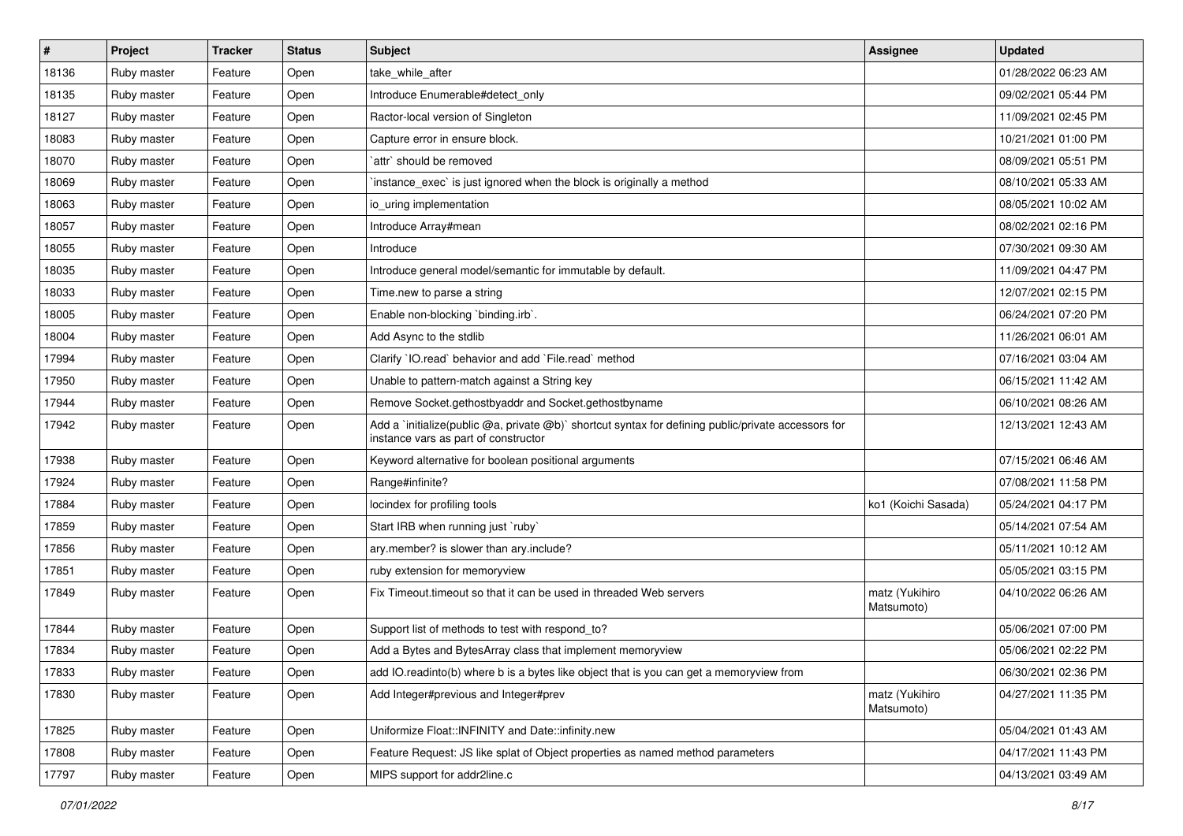| # | Project | Tracker | Status | Subject | Assignee | Updated |
|---|---|---|---|---|---|---|
| 18136 | Ruby master | Feature | Open | take_while_after | | 01/28/2022 06:23 AM |
| 18135 | Ruby master | Feature | Open | Introduce Enumerable#detect_only | | 09/02/2021 05:44 PM |
| 18127 | Ruby master | Feature | Open | Ractor-local version of Singleton | | 11/09/2021 02:45 PM |
| 18083 | Ruby master | Feature | Open | Capture error in ensure block. | | 10/21/2021 01:00 PM |
| 18070 | Ruby master | Feature | Open | `attr` should be removed | | 08/09/2021 05:51 PM |
| 18069 | Ruby master | Feature | Open | `instance_exec` is just ignored when the block is originally a method | | 08/10/2021 05:33 AM |
| 18063 | Ruby master | Feature | Open | io_uring implementation | | 08/05/2021 10:02 AM |
| 18057 | Ruby master | Feature | Open | Introduce Array#mean | | 08/02/2021 02:16 PM |
| 18055 | Ruby master | Feature | Open | Introduce | | 07/30/2021 09:30 AM |
| 18035 | Ruby master | Feature | Open | Introduce general model/semantic for immutable by default. | | 11/09/2021 04:47 PM |
| 18033 | Ruby master | Feature | Open | Time.new to parse a string | | 12/07/2021 02:15 PM |
| 18005 | Ruby master | Feature | Open | Enable non-blocking `binding.irb`. | | 06/24/2021 07:20 PM |
| 18004 | Ruby master | Feature | Open | Add Async to the stdlib | | 11/26/2021 06:01 AM |
| 17994 | Ruby master | Feature | Open | Clarify `IO.read` behavior and add `File.read` method | | 07/16/2021 03:04 AM |
| 17950 | Ruby master | Feature | Open | Unable to pattern-match against a String key | | 06/15/2021 11:42 AM |
| 17944 | Ruby master | Feature | Open | Remove Socket.gethostbyaddr and Socket.gethostbyname | | 06/10/2021 08:26 AM |
| 17942 | Ruby master | Feature | Open | Add a `initialize(public @a, private @b)` shortcut syntax for defining public/private accessors for instance vars as part of constructor | | 12/13/2021 12:43 AM |
| 17938 | Ruby master | Feature | Open | Keyword alternative for boolean positional arguments | | 07/15/2021 06:46 AM |
| 17924 | Ruby master | Feature | Open | Range#infinite? | | 07/08/2021 11:58 PM |
| 17884 | Ruby master | Feature | Open | locindex for profiling tools | ko1 (Koichi Sasada) | 05/24/2021 04:17 PM |
| 17859 | Ruby master | Feature | Open | Start IRB when running just `ruby` | | 05/14/2021 07:54 AM |
| 17856 | Ruby master | Feature | Open | ary.member? is slower than ary.include? | | 05/11/2021 10:12 AM |
| 17851 | Ruby master | Feature | Open | ruby extension for memoryview | | 05/05/2021 03:15 PM |
| 17849 | Ruby master | Feature | Open | Fix Timeout.timeout so that it can be used in threaded Web servers | matz (Yukihiro Matsumoto) | 04/10/2022 06:26 AM |
| 17844 | Ruby master | Feature | Open | Support list of methods to test with respond_to? | | 05/06/2021 07:00 PM |
| 17834 | Ruby master | Feature | Open | Add a Bytes and BytesArray class that implement memoryview | | 05/06/2021 02:22 PM |
| 17833 | Ruby master | Feature | Open | add IO.readinto(b) where b is a bytes like object that is you can get a memoryview from | | 06/30/2021 02:36 PM |
| 17830 | Ruby master | Feature | Open | Add Integer#previous and Integer#prev | matz (Yukihiro Matsumoto) | 04/27/2021 11:35 PM |
| 17825 | Ruby master | Feature | Open | Uniformize Float::INFINITY and Date::infinity.new | | 05/04/2021 01:43 AM |
| 17808 | Ruby master | Feature | Open | Feature Request: JS like splat of Object properties as named method parameters | | 04/17/2021 11:43 PM |
| 17797 | Ruby master | Feature | Open | MIPS support for addr2line.c | | 04/13/2021 03:49 AM |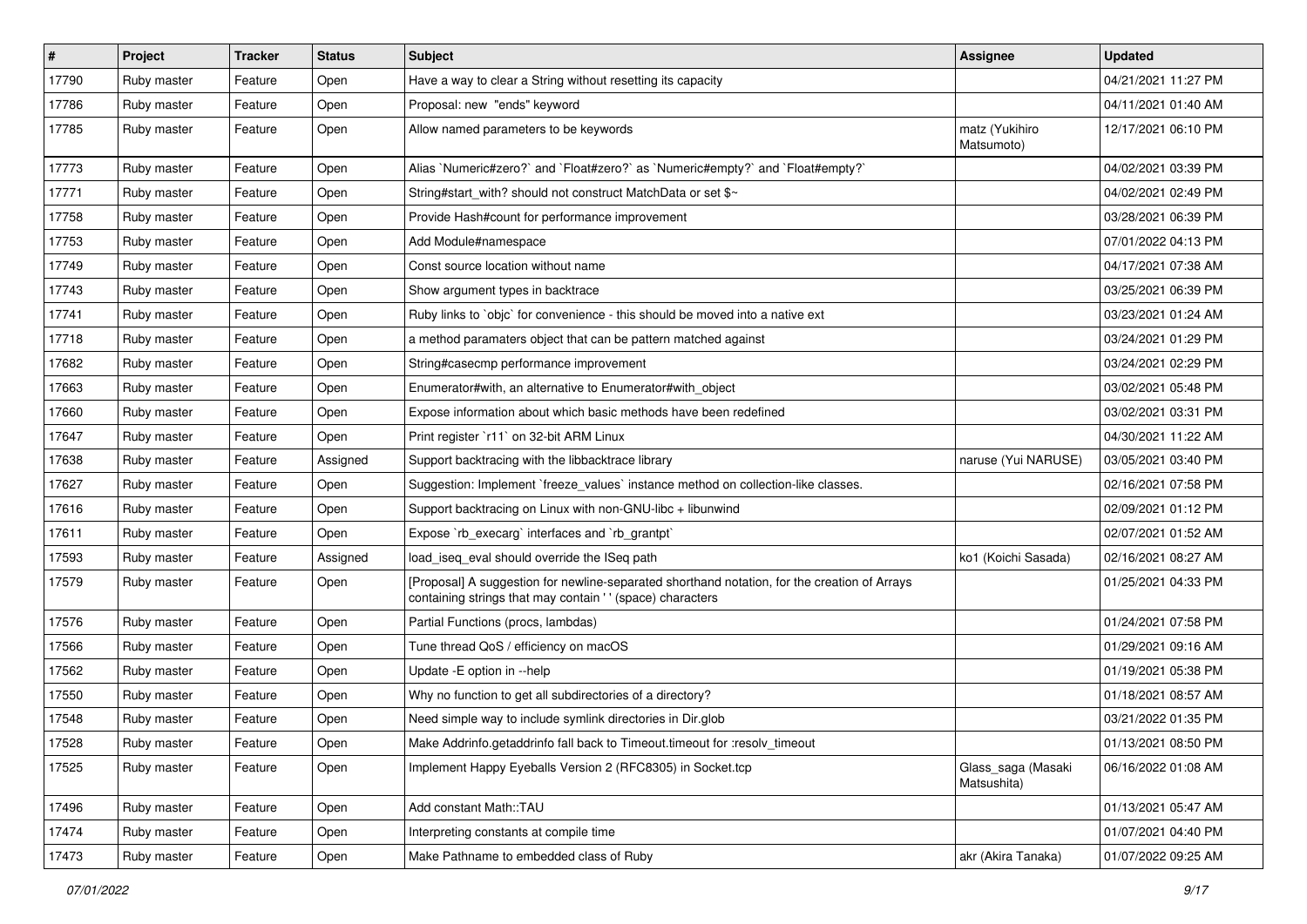| # | Project | Tracker | Status | Subject | Assignee | Updated |
|---|---|---|---|---|---|---|
| 17790 | Ruby master | Feature | Open | Have a way to clear a String without resetting its capacity | | 04/21/2021 11:27 PM |
| 17786 | Ruby master | Feature | Open | Proposal: new "ends" keyword | | 04/11/2021 01:40 AM |
| 17785 | Ruby master | Feature | Open | Allow named parameters to be keywords | matz (Yukihiro Matsumoto) | 12/17/2021 06:10 PM |
| 17773 | Ruby master | Feature | Open | Alias `Numeric#zero?` and `Float#zero?` as `Numeric#empty?` and `Float#empty?` | | 04/02/2021 03:39 PM |
| 17771 | Ruby master | Feature | Open | String#start_with? should not construct MatchData or set $~ | | 04/02/2021 02:49 PM |
| 17758 | Ruby master | Feature | Open | Provide Hash#count for performance improvement | | 03/28/2021 06:39 PM |
| 17753 | Ruby master | Feature | Open | Add Module#namespace | | 07/01/2022 04:13 PM |
| 17749 | Ruby master | Feature | Open | Const source location without name | | 04/17/2021 07:38 AM |
| 17743 | Ruby master | Feature | Open | Show argument types in backtrace | | 03/25/2021 06:39 PM |
| 17741 | Ruby master | Feature | Open | Ruby links to `objc` for convenience - this should be moved into a native ext | | 03/23/2021 01:24 AM |
| 17718 | Ruby master | Feature | Open | a method paramaters object that can be pattern matched against | | 03/24/2021 01:29 PM |
| 17682 | Ruby master | Feature | Open | String#casecmp performance improvement | | 03/24/2021 02:29 PM |
| 17663 | Ruby master | Feature | Open | Enumerator#with, an alternative to Enumerator#with_object | | 03/02/2021 05:48 PM |
| 17660 | Ruby master | Feature | Open | Expose information about which basic methods have been redefined | | 03/02/2021 03:31 PM |
| 17647 | Ruby master | Feature | Open | Print register `r11` on 32-bit ARM Linux | | 04/30/2021 11:22 AM |
| 17638 | Ruby master | Feature | Assigned | Support backtracing with the libbacktrace library | naruse (Yui NARUSE) | 03/05/2021 03:40 PM |
| 17627 | Ruby master | Feature | Open | Suggestion: Implement `freeze_values` instance method on collection-like classes. | | 02/16/2021 07:58 PM |
| 17616 | Ruby master | Feature | Open | Support backtracing on Linux with non-GNU-libc + libunwind | | 02/09/2021 01:12 PM |
| 17611 | Ruby master | Feature | Open | Expose `rb_execarg` interfaces and `rb_grantpt` | | 02/07/2021 01:52 AM |
| 17593 | Ruby master | Feature | Assigned | load_iseq_eval should override the ISeq path | ko1 (Koichi Sasada) | 02/16/2021 08:27 AM |
| 17579 | Ruby master | Feature | Open | [Proposal] A suggestion for newline-separated shorthand notation, for the creation of Arrays containing strings that may contain ' ' (space) characters | | 01/25/2021 04:33 PM |
| 17576 | Ruby master | Feature | Open | Partial Functions (procs, lambdas) | | 01/24/2021 07:58 PM |
| 17566 | Ruby master | Feature | Open | Tune thread QoS / efficiency on macOS | | 01/29/2021 09:16 AM |
| 17562 | Ruby master | Feature | Open | Update -E option in --help | | 01/19/2021 05:38 PM |
| 17550 | Ruby master | Feature | Open | Why no function to get all subdirectories of a directory? | | 01/18/2021 08:57 AM |
| 17548 | Ruby master | Feature | Open | Need simple way to include symlink directories in Dir.glob | | 03/21/2022 01:35 PM |
| 17528 | Ruby master | Feature | Open | Make Addrinfo.getaddrinfo fall back to Timeout.timeout for :resolv_timeout | | 01/13/2021 08:50 PM |
| 17525 | Ruby master | Feature | Open | Implement Happy Eyeballs Version 2 (RFC8305) in Socket.tcp | Glass_saga (Masaki Matsushita) | 06/16/2022 01:08 AM |
| 17496 | Ruby master | Feature | Open | Add constant Math::TAU | | 01/13/2021 05:47 AM |
| 17474 | Ruby master | Feature | Open | Interpreting constants at compile time | | 01/07/2021 04:40 PM |
| 17473 | Ruby master | Feature | Open | Make Pathname to embedded class of Ruby | akr (Akira Tanaka) | 01/07/2022 09:25 AM |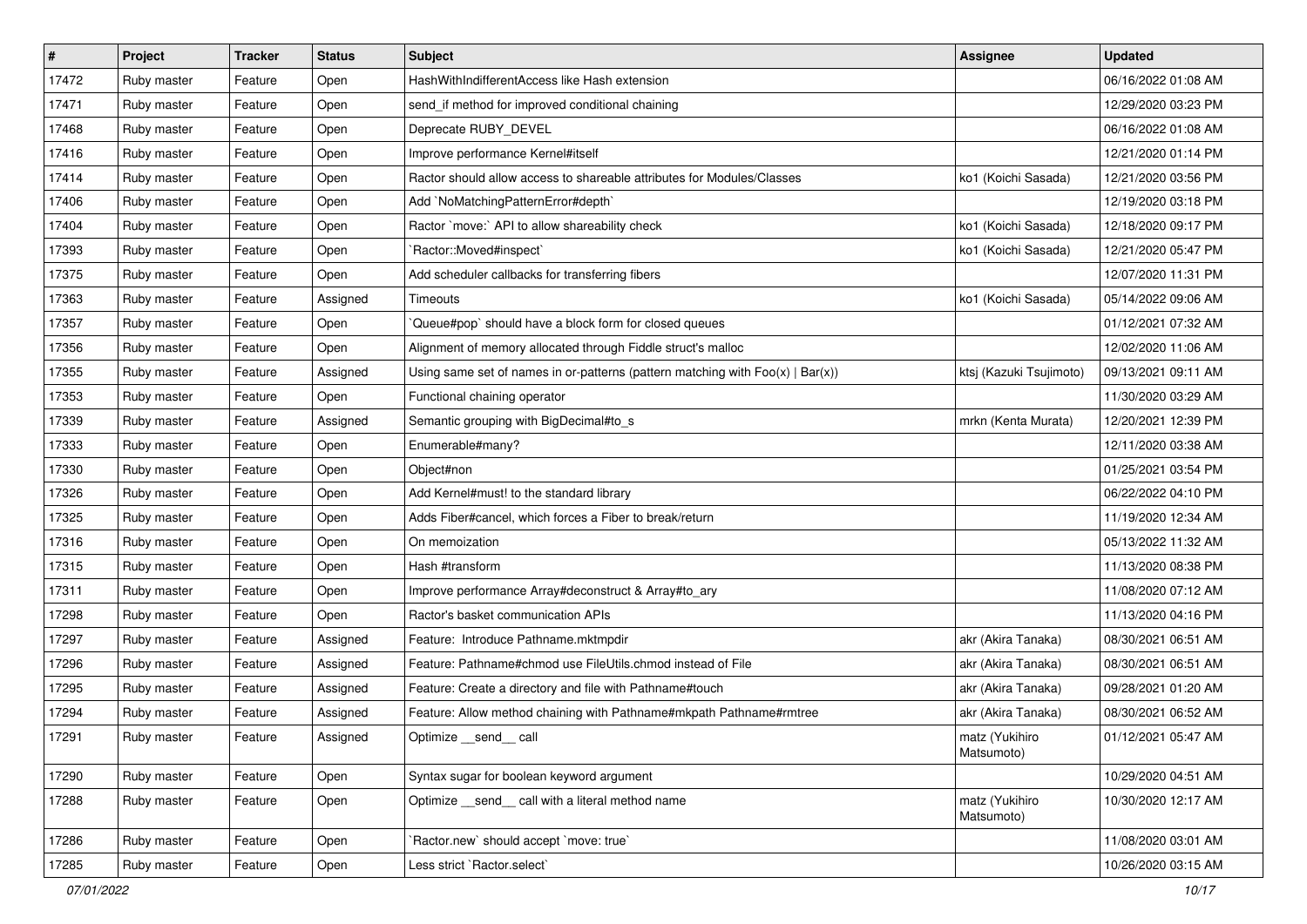| # | Project | Tracker | Status | Subject | Assignee | Updated |
|---|---|---|---|---|---|---|
| 17472 | Ruby master | Feature | Open | HashWithIndifferentAccess like Hash extension | | 06/16/2022 01:08 AM |
| 17471 | Ruby master | Feature | Open | send_if method for improved conditional chaining | | 12/29/2020 03:23 PM |
| 17468 | Ruby master | Feature | Open | Deprecate RUBY_DEVEL | | 06/16/2022 01:08 AM |
| 17416 | Ruby master | Feature | Open | Improve performance Kernel#itself | | 12/21/2020 01:14 PM |
| 17414 | Ruby master | Feature | Open | Ractor should allow access to shareable attributes for Modules/Classes | ko1 (Koichi Sasada) | 12/21/2020 03:56 PM |
| 17406 | Ruby master | Feature | Open | Add `NoMatchingPatternError#depth` | | 12/19/2020 03:18 PM |
| 17404 | Ruby master | Feature | Open | Ractor `move:` API to allow shareability check | ko1 (Koichi Sasada) | 12/18/2020 09:17 PM |
| 17393 | Ruby master | Feature | Open | `Ractor::Moved#inspect` | ko1 (Koichi Sasada) | 12/21/2020 05:47 PM |
| 17375 | Ruby master | Feature | Open | Add scheduler callbacks for transferring fibers | | 12/07/2020 11:31 PM |
| 17363 | Ruby master | Feature | Assigned | Timeouts | ko1 (Koichi Sasada) | 05/14/2022 09:06 AM |
| 17357 | Ruby master | Feature | Open | `Queue#pop` should have a block form for closed queues | | 01/12/2021 07:32 AM |
| 17356 | Ruby master | Feature | Open | Alignment of memory allocated through Fiddle struct's malloc | | 12/02/2020 11:06 AM |
| 17355 | Ruby master | Feature | Assigned | Using same set of names in or-patterns (pattern matching with Foo(x) \| Bar(x)) | ktsj (Kazuki Tsujimoto) | 09/13/2021 09:11 AM |
| 17353 | Ruby master | Feature | Open | Functional chaining operator | | 11/30/2020 03:29 AM |
| 17339 | Ruby master | Feature | Assigned | Semantic grouping with BigDecimal#to_s | mrkn (Kenta Murata) | 12/20/2021 12:39 PM |
| 17333 | Ruby master | Feature | Open | Enumerable#many? | | 12/11/2020 03:38 AM |
| 17330 | Ruby master | Feature | Open | Object#non | | 01/25/2021 03:54 PM |
| 17326 | Ruby master | Feature | Open | Add Kernel#must! to the standard library | | 06/22/2022 04:10 PM |
| 17325 | Ruby master | Feature | Open | Adds Fiber#cancel, which forces a Fiber to break/return | | 11/19/2020 12:34 AM |
| 17316 | Ruby master | Feature | Open | On memoization | | 05/13/2022 11:32 AM |
| 17315 | Ruby master | Feature | Open | Hash #transform | | 11/13/2020 08:38 PM |
| 17311 | Ruby master | Feature | Open | Improve performance Array#deconstruct & Array#to_ary | | 11/08/2020 07:12 AM |
| 17298 | Ruby master | Feature | Open | Ractor's basket communication APIs | | 11/13/2020 04:16 PM |
| 17297 | Ruby master | Feature | Assigned | Feature: Introduce Pathname.mktmpdir | akr (Akira Tanaka) | 08/30/2021 06:51 AM |
| 17296 | Ruby master | Feature | Assigned | Feature: Pathname#chmod use FileUtils.chmod instead of File | akr (Akira Tanaka) | 08/30/2021 06:51 AM |
| 17295 | Ruby master | Feature | Assigned | Feature: Create a directory and file with Pathname#touch | akr (Akira Tanaka) | 09/28/2021 01:20 AM |
| 17294 | Ruby master | Feature | Assigned | Feature: Allow method chaining with Pathname#mkpath Pathname#rmtree | akr (Akira Tanaka) | 08/30/2021 06:52 AM |
| 17291 | Ruby master | Feature | Assigned | Optimize __send__ call | matz (Yukihiro Matsumoto) | 01/12/2021 05:47 AM |
| 17290 | Ruby master | Feature | Open | Syntax sugar for boolean keyword argument | | 10/29/2020 04:51 AM |
| 17288 | Ruby master | Feature | Open | Optimize __send__ call with a literal method name | matz (Yukihiro Matsumoto) | 10/30/2020 12:17 AM |
| 17286 | Ruby master | Feature | Open | `Ractor.new` should accept `move: true` | | 11/08/2020 03:01 AM |
| 17285 | Ruby master | Feature | Open | Less strict `Ractor.select` | | 10/26/2020 03:15 AM |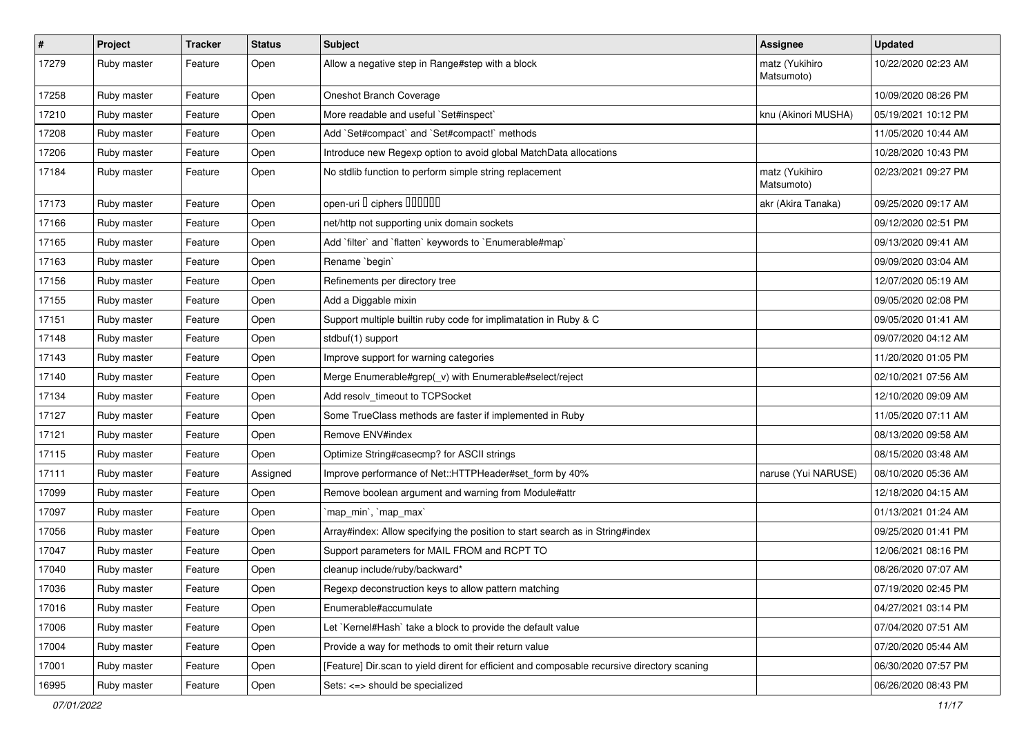| # | Project | Tracker | Status | Subject | Assignee | Updated |
|---|---|---|---|---|---|---|
| 17279 | Ruby master | Feature | Open | Allow a negative step in Range#step with a block | matz (Yukihiro Matsumoto) | 10/22/2020 02:23 AM |
| 17258 | Ruby master | Feature | Open | Oneshot Branch Coverage | | 10/09/2020 08:26 PM |
| 17210 | Ruby master | Feature | Open | More readable and useful `Set#inspect` | knu (Akinori MUSHA) | 05/19/2021 10:12 PM |
| 17208 | Ruby master | Feature | Open | Add `Set#compact` and `Set#compact!` methods | | 11/05/2020 10:44 AM |
| 17206 | Ruby master | Feature | Open | Introduce new Regexp option to avoid global MatchData allocations | | 10/28/2020 10:43 PM |
| 17184 | Ruby master | Feature | Open | No stdlib function to perform simple string replacement | matz (Yukihiro Matsumoto) | 02/23/2021 09:27 PM |
| 17173 | Ruby master | Feature | Open | open-uri � ciphers ������ | akr (Akira Tanaka) | 09/25/2020 09:17 AM |
| 17166 | Ruby master | Feature | Open | net/http not supporting unix domain sockets | | 09/12/2020 02:51 PM |
| 17165 | Ruby master | Feature | Open | Add `filter` and `flatten` keywords to `Enumerable#map` | | 09/13/2020 09:41 AM |
| 17163 | Ruby master | Feature | Open | Rename `begin` | | 09/09/2020 03:04 AM |
| 17156 | Ruby master | Feature | Open | Refinements per directory tree | | 12/07/2020 05:19 AM |
| 17155 | Ruby master | Feature | Open | Add a Diggable mixin | | 09/05/2020 02:08 PM |
| 17151 | Ruby master | Feature | Open | Support multiple builtin ruby code for implimatation in Ruby & C | | 09/05/2020 01:41 AM |
| 17148 | Ruby master | Feature | Open | stdbuf(1) support | | 09/07/2020 04:12 AM |
| 17143 | Ruby master | Feature | Open | Improve support for warning categories | | 11/20/2020 01:05 PM |
| 17140 | Ruby master | Feature | Open | Merge Enumerable#grep(_v) with Enumerable#select/reject | | 02/10/2021 07:56 AM |
| 17134 | Ruby master | Feature | Open | Add resolv_timeout to TCPSocket | | 12/10/2020 09:09 AM |
| 17127 | Ruby master | Feature | Open | Some TrueClass methods are faster if implemented in Ruby | | 11/05/2020 07:11 AM |
| 17121 | Ruby master | Feature | Open | Remove ENV#index | | 08/13/2020 09:58 AM |
| 17115 | Ruby master | Feature | Open | Optimize String#casecmp? for ASCII strings | | 08/15/2020 03:48 AM |
| 17111 | Ruby master | Feature | Assigned | Improve performance of Net::HTTPHeader#set_form by 40% | naruse (Yui NARUSE) | 08/10/2020 05:36 AM |
| 17099 | Ruby master | Feature | Open | Remove boolean argument and warning from Module#attr | | 12/18/2020 04:15 AM |
| 17097 | Ruby master | Feature | Open | `map_min`, `map_max` | | 01/13/2021 01:24 AM |
| 17056 | Ruby master | Feature | Open | Array#index: Allow specifying the position to start search as in String#index | | 09/25/2020 01:41 PM |
| 17047 | Ruby master | Feature | Open | Support parameters for MAIL FROM and RCPT TO | | 12/06/2021 08:16 PM |
| 17040 | Ruby master | Feature | Open | cleanup include/ruby/backward* | | 08/26/2020 07:07 AM |
| 17036 | Ruby master | Feature | Open | Regexp deconstruction keys to allow pattern matching | | 07/19/2020 02:45 PM |
| 17016 | Ruby master | Feature | Open | Enumerable#accumulate | | 04/27/2021 03:14 PM |
| 17006 | Ruby master | Feature | Open | Let `Kernel#Hash` take a block to provide the default value | | 07/04/2020 07:51 AM |
| 17004 | Ruby master | Feature | Open | Provide a way for methods to omit their return value | | 07/20/2020 05:44 AM |
| 17001 | Ruby master | Feature | Open | [Feature] Dir.scan to yield dirent for efficient and composable recursive directory scaning | | 06/30/2020 07:57 PM |
| 16995 | Ruby master | Feature | Open | Sets: <=> should be specialized | | 06/26/2020 08:43 PM |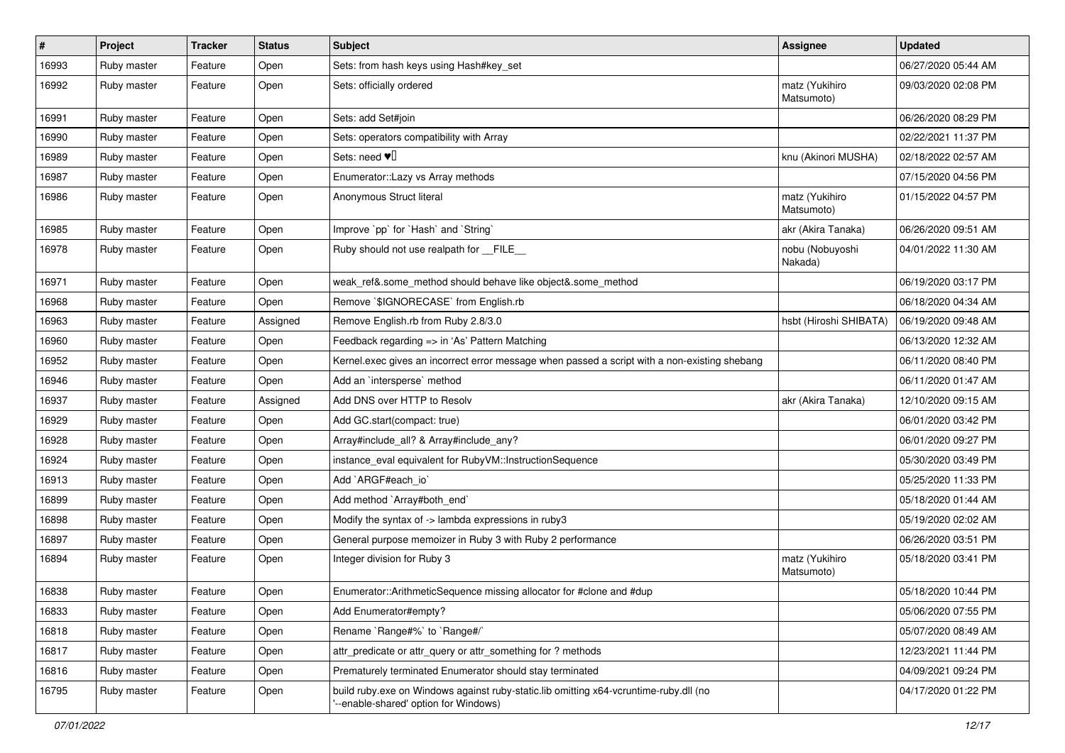| # | Project | Tracker | Status | Subject | Assignee | Updated |
|---|---|---|---|---|---|---|
| 16993 | Ruby master | Feature | Open | Sets: from hash keys using Hash#key_set | | 06/27/2020 05:44 AM |
| 16992 | Ruby master | Feature | Open | Sets: officially ordered | matz (Yukihiro Matsumoto) | 09/03/2020 02:08 PM |
| 16991 | Ruby master | Feature | Open | Sets: add Set#join | | 06/26/2020 08:29 PM |
| 16990 | Ruby master | Feature | Open | Sets: operators compatibility with Array | | 02/22/2021 11:37 PM |
| 16989 | Ruby master | Feature | Open | Sets: need ♥️ | knu (Akinori MUSHA) | 02/18/2022 02:57 AM |
| 16987 | Ruby master | Feature | Open | Enumerator::Lazy vs Array methods | | 07/15/2020 04:56 PM |
| 16986 | Ruby master | Feature | Open | Anonymous Struct literal | matz (Yukihiro Matsumoto) | 01/15/2022 04:57 PM |
| 16985 | Ruby master | Feature | Open | Improve `pp` for `Hash` and `String` | akr (Akira Tanaka) | 06/26/2020 09:51 AM |
| 16978 | Ruby master | Feature | Open | Ruby should not use realpath for __FILE__ | nobu (Nobuyoshi Nakada) | 04/01/2022 11:30 AM |
| 16971 | Ruby master | Feature | Open | weak_ref&.some_method should behave like object&.some_method | | 06/19/2020 03:17 PM |
| 16968 | Ruby master | Feature | Open | Remove `$IGNORECASE` from English.rb | | 06/18/2020 04:34 AM |
| 16963 | Ruby master | Feature | Assigned | Remove English.rb from Ruby 2.8/3.0 | hsbt (Hiroshi SHIBATA) | 06/19/2020 09:48 AM |
| 16960 | Ruby master | Feature | Open | Feedback regarding => in 'As' Pattern Matching | | 06/13/2020 12:32 AM |
| 16952 | Ruby master | Feature | Open | Kernel.exec gives an incorrect error message when passed a script with a non-existing shebang | | 06/11/2020 08:40 PM |
| 16946 | Ruby master | Feature | Open | Add an `intersperse` method | | 06/11/2020 01:47 AM |
| 16937 | Ruby master | Feature | Assigned | Add DNS over HTTP to Resolv | akr (Akira Tanaka) | 12/10/2020 09:15 AM |
| 16929 | Ruby master | Feature | Open | Add GC.start(compact: true) | | 06/01/2020 03:42 PM |
| 16928 | Ruby master | Feature | Open | Array#include_all? & Array#include_any? | | 06/01/2020 09:27 PM |
| 16924 | Ruby master | Feature | Open | instance_eval equivalent for RubyVM::InstructionSequence | | 05/30/2020 03:49 PM |
| 16913 | Ruby master | Feature | Open | Add `ARGF#each_io` | | 05/25/2020 11:33 PM |
| 16899 | Ruby master | Feature | Open | Add method `Array#both_end` | | 05/18/2020 01:44 AM |
| 16898 | Ruby master | Feature | Open | Modify the syntax of -> lambda expressions in ruby3 | | 05/19/2020 02:02 AM |
| 16897 | Ruby master | Feature | Open | General purpose memoizer in Ruby 3 with Ruby 2 performance | | 06/26/2020 03:51 PM |
| 16894 | Ruby master | Feature | Open | Integer division for Ruby 3 | matz (Yukihiro Matsumoto) | 05/18/2020 03:41 PM |
| 16838 | Ruby master | Feature | Open | Enumerator::ArithmeticSequence missing allocator for #clone and #dup | | 05/18/2020 10:44 PM |
| 16833 | Ruby master | Feature | Open | Add Enumerator#empty? | | 05/06/2020 07:55 PM |
| 16818 | Ruby master | Feature | Open | Rename `Range#%` to `Range#/` | | 05/07/2020 08:49 AM |
| 16817 | Ruby master | Feature | Open | attr_predicate or attr_query or attr_something for ? methods | | 12/23/2021 11:44 PM |
| 16816 | Ruby master | Feature | Open | Prematurely terminated Enumerator should stay terminated | | 04/09/2021 09:24 PM |
| 16795 | Ruby master | Feature | Open | build ruby.exe on Windows against ruby-static.lib omitting x64-vcruntime-ruby.dll (no '--enable-shared' option for Windows) | | 04/17/2020 01:22 PM |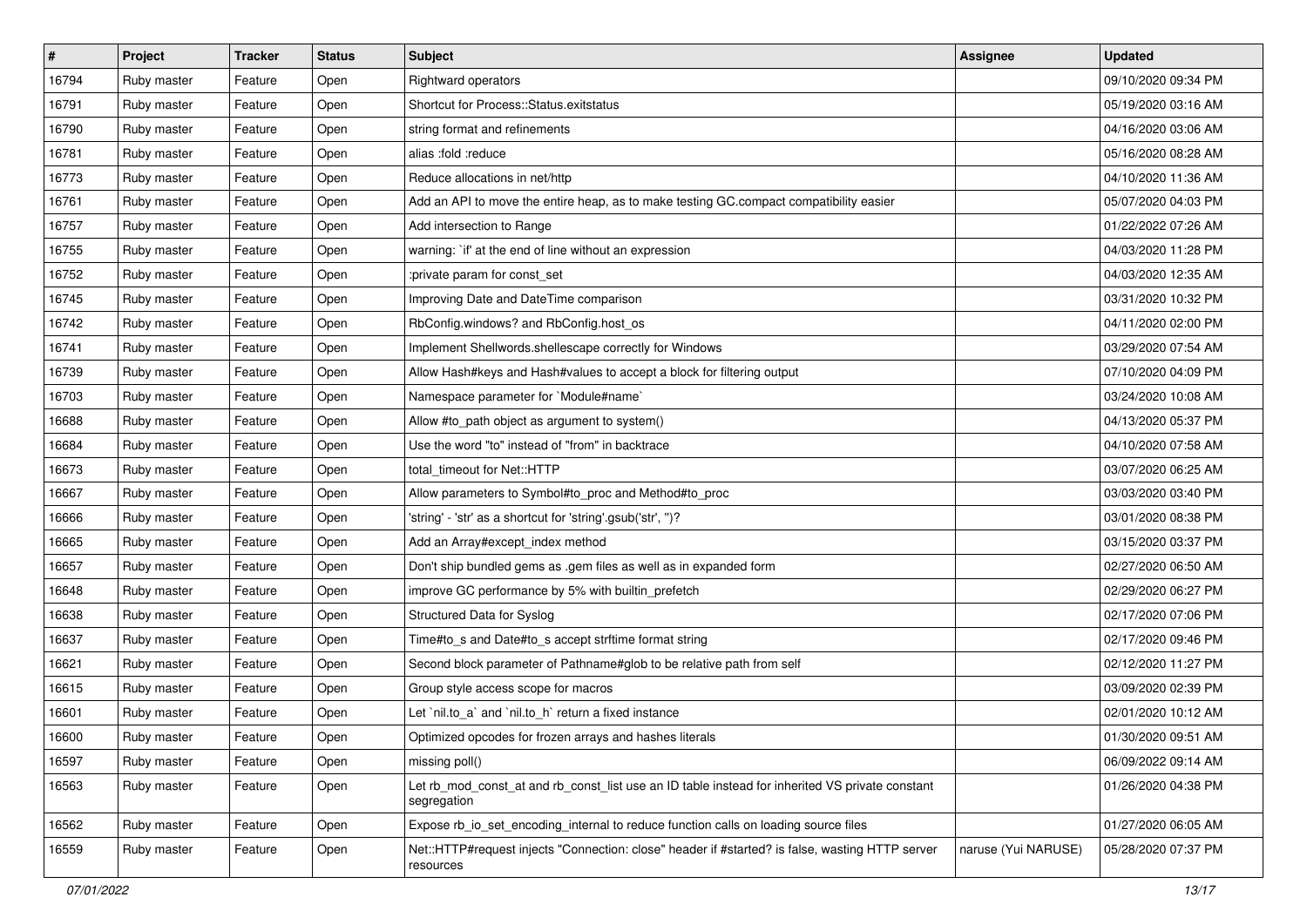| # | Project | Tracker | Status | Subject | Assignee | Updated |
|---|---|---|---|---|---|---|
| 16794 | Ruby master | Feature | Open | Rightward operators | | 09/10/2020 09:34 PM |
| 16791 | Ruby master | Feature | Open | Shortcut for Process::Status.exitstatus | | 05/19/2020 03:16 AM |
| 16790 | Ruby master | Feature | Open | string format and refinements | | 04/16/2020 03:06 AM |
| 16781 | Ruby master | Feature | Open | alias :fold :reduce | | 05/16/2020 08:28 AM |
| 16773 | Ruby master | Feature | Open | Reduce allocations in net/http | | 04/10/2020 11:36 AM |
| 16761 | Ruby master | Feature | Open | Add an API to move the entire heap, as to make testing GC.compact compatibility easier | | 05/07/2020 04:03 PM |
| 16757 | Ruby master | Feature | Open | Add intersection to Range | | 01/22/2022 07:26 AM |
| 16755 | Ruby master | Feature | Open | warning: `if' at the end of line without an expression | | 04/03/2020 11:28 PM |
| 16752 | Ruby master | Feature | Open | :private param for const_set | | 04/03/2020 12:35 AM |
| 16745 | Ruby master | Feature | Open | Improving Date and DateTime comparison | | 03/31/2020 10:32 PM |
| 16742 | Ruby master | Feature | Open | RbConfig.windows? and RbConfig.host_os | | 04/11/2020 02:00 PM |
| 16741 | Ruby master | Feature | Open | Implement Shellwords.shellescape correctly for Windows | | 03/29/2020 07:54 AM |
| 16739 | Ruby master | Feature | Open | Allow Hash#keys and Hash#values to accept a block for filtering output | | 07/10/2020 04:09 PM |
| 16703 | Ruby master | Feature | Open | Namespace parameter for `Module#name` | | 03/24/2020 10:08 AM |
| 16688 | Ruby master | Feature | Open | Allow #to_path object as argument to system() | | 04/13/2020 05:37 PM |
| 16684 | Ruby master | Feature | Open | Use the word "to" instead of "from" in backtrace | | 04/10/2020 07:58 AM |
| 16673 | Ruby master | Feature | Open | total_timeout for Net::HTTP | | 03/07/2020 06:25 AM |
| 16667 | Ruby master | Feature | Open | Allow parameters to Symbol#to_proc and Method#to_proc | | 03/03/2020 03:40 PM |
| 16666 | Ruby master | Feature | Open | 'string' - 'str' as a shortcut for 'string'.gsub('str', '')? | | 03/01/2020 08:38 PM |
| 16665 | Ruby master | Feature | Open | Add an Array#except_index method | | 03/15/2020 03:37 PM |
| 16657 | Ruby master | Feature | Open | Don't ship bundled gems as .gem files as well as in expanded form | | 02/27/2020 06:50 AM |
| 16648 | Ruby master | Feature | Open | improve GC performance by 5% with builtin_prefetch | | 02/29/2020 06:27 PM |
| 16638 | Ruby master | Feature | Open | Structured Data for Syslog | | 02/17/2020 07:06 PM |
| 16637 | Ruby master | Feature | Open | Time#to_s and Date#to_s accept strftime format string | | 02/17/2020 09:46 PM |
| 16621 | Ruby master | Feature | Open | Second block parameter of Pathname#glob to be relative path from self | | 02/12/2020 11:27 PM |
| 16615 | Ruby master | Feature | Open | Group style access scope for macros | | 03/09/2020 02:39 PM |
| 16601 | Ruby master | Feature | Open | Let `nil.to_a` and `nil.to_h` return a fixed instance | | 02/01/2020 10:12 AM |
| 16600 | Ruby master | Feature | Open | Optimized opcodes for frozen arrays and hashes literals | | 01/30/2020 09:51 AM |
| 16597 | Ruby master | Feature | Open | missing poll() | | 06/09/2022 09:14 AM |
| 16563 | Ruby master | Feature | Open | Let rb_mod_const_at and rb_const_list use an ID table instead for inherited VS private constant segregation | | 01/26/2020 04:38 PM |
| 16562 | Ruby master | Feature | Open | Expose rb_io_set_encoding_internal to reduce function calls on loading source files | | 01/27/2020 06:05 AM |
| 16559 | Ruby master | Feature | Open | Net::HTTP#request injects "Connection: close" header if #started? is false, wasting HTTP server resources | naruse (Yui NARUSE) | 05/28/2020 07:37 PM |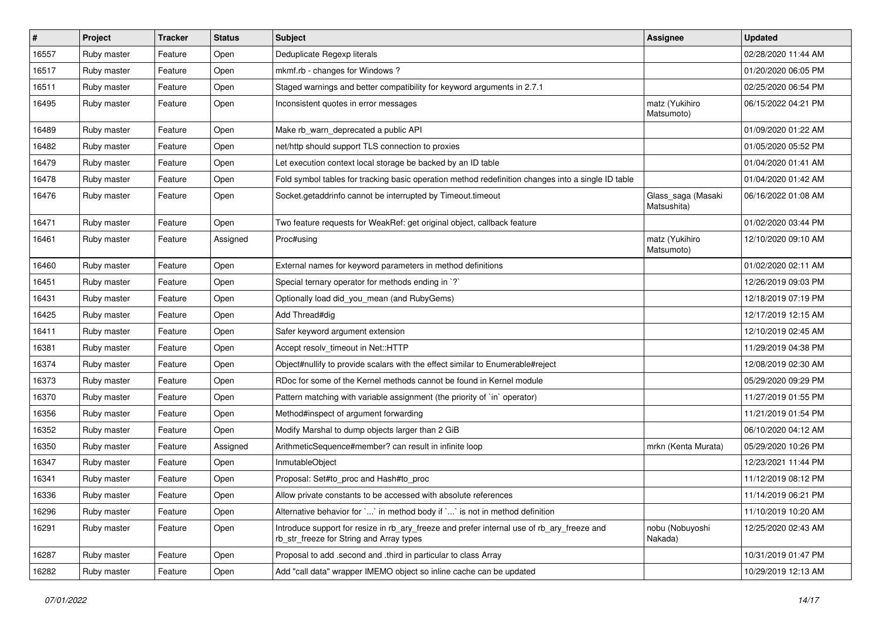| # | Project | Tracker | Status | Subject | Assignee | Updated |
|---|---|---|---|---|---|---|
| 16557 | Ruby master | Feature | Open | Deduplicate Regexp literals | | 02/28/2020 11:44 AM |
| 16517 | Ruby master | Feature | Open | mkmf.rb - changes for Windows ? | | 01/20/2020 06:05 PM |
| 16511 | Ruby master | Feature | Open | Staged warnings and better compatibility for keyword arguments in 2.7.1 | | 02/25/2020 06:54 PM |
| 16495 | Ruby master | Feature | Open | Inconsistent quotes in error messages | matz (Yukihiro Matsumoto) | 06/15/2022 04:21 PM |
| 16489 | Ruby master | Feature | Open | Make rb_warn_deprecated a public API | | 01/09/2020 01:22 AM |
| 16482 | Ruby master | Feature | Open | net/http should support TLS connection to proxies | | 01/05/2020 05:52 PM |
| 16479 | Ruby master | Feature | Open | Let execution context local storage be backed by an ID table | | 01/04/2020 01:41 AM |
| 16478 | Ruby master | Feature | Open | Fold symbol tables for tracking basic operation method redefinition changes into a single ID table | | 01/04/2020 01:42 AM |
| 16476 | Ruby master | Feature | Open | Socket.getaddrinfo cannot be interrupted by Timeout.timeout | Glass_saga (Masaki Matsushita) | 06/16/2022 01:08 AM |
| 16471 | Ruby master | Feature | Open | Two feature requests for WeakRef: get original object, callback feature | | 01/02/2020 03:44 PM |
| 16461 | Ruby master | Feature | Assigned | Proc#using | matz (Yukihiro Matsumoto) | 12/10/2020 09:10 AM |
| 16460 | Ruby master | Feature | Open | External names for keyword parameters in method definitions | | 01/02/2020 02:11 AM |
| 16451 | Ruby master | Feature | Open | Special ternary operator for methods ending in `?` | | 12/26/2019 09:03 PM |
| 16431 | Ruby master | Feature | Open | Optionally load did_you_mean (and RubyGems) | | 12/18/2019 07:19 PM |
| 16425 | Ruby master | Feature | Open | Add Thread#dig | | 12/17/2019 12:15 AM |
| 16411 | Ruby master | Feature | Open | Safer keyword argument extension | | 12/10/2019 02:45 AM |
| 16381 | Ruby master | Feature | Open | Accept resolv_timeout in Net::HTTP | | 11/29/2019 04:38 PM |
| 16374 | Ruby master | Feature | Open | Object#nullify to provide scalars with the effect similar to Enumerable#reject | | 12/08/2019 02:30 AM |
| 16373 | Ruby master | Feature | Open | RDoc for some of the Kernel methods cannot be found in Kernel module | | 05/29/2020 09:29 PM |
| 16370 | Ruby master | Feature | Open | Pattern matching with variable assignment (the priority of `in` operator) | | 11/27/2019 01:55 PM |
| 16356 | Ruby master | Feature | Open | Method#inspect of argument forwarding | | 11/21/2019 01:54 PM |
| 16352 | Ruby master | Feature | Open | Modify Marshal to dump objects larger than 2 GiB | | 06/10/2020 04:12 AM |
| 16350 | Ruby master | Feature | Assigned | ArithmeticSequence#member? can result in infinite loop | mrkn (Kenta Murata) | 05/29/2020 10:26 PM |
| 16347 | Ruby master | Feature | Open | InmutableObject | | 12/23/2021 11:44 PM |
| 16341 | Ruby master | Feature | Open | Proposal: Set#to_proc and Hash#to_proc | | 11/12/2019 08:12 PM |
| 16336 | Ruby master | Feature | Open | Allow private constants to be accessed with absolute references | | 11/14/2019 06:21 PM |
| 16296 | Ruby master | Feature | Open | Alternative behavior for `...` in method body if `...` is not in method definition | | 11/10/2019 10:20 AM |
| 16291 | Ruby master | Feature | Open | Introduce support for resize in rb_ary_freeze and prefer internal use of rb_ary_freeze and rb_str_freeze for String and Array types | nobu (Nobuyoshi Nakada) | 12/25/2020 02:43 AM |
| 16287 | Ruby master | Feature | Open | Proposal to add .second and .third in particular to class Array | | 10/31/2019 01:47 PM |
| 16282 | Ruby master | Feature | Open | Add "call data" wrapper IMEMO object so inline cache can be updated | | 10/29/2019 12:13 AM |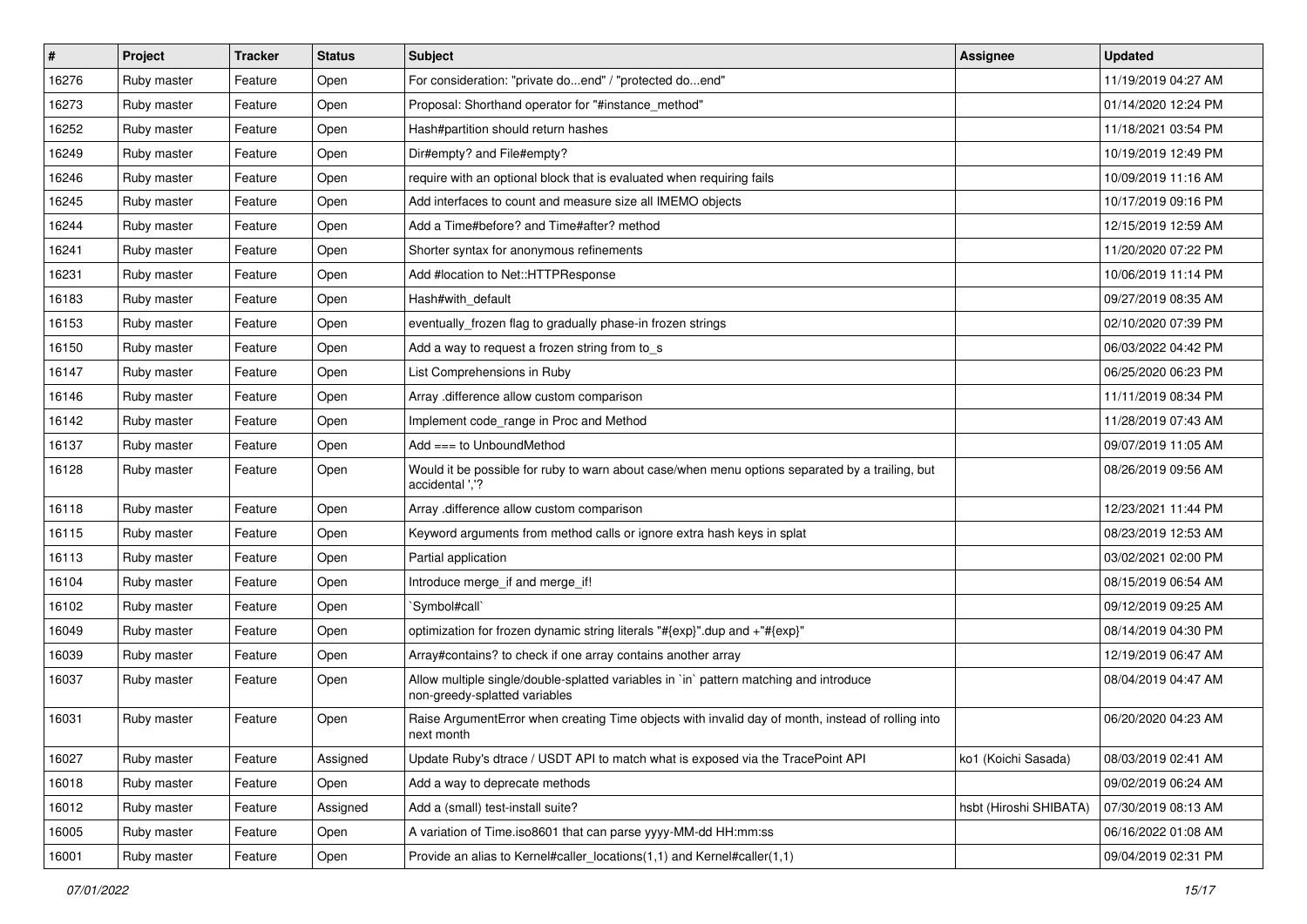| # | Project | Tracker | Status | Subject | Assignee | Updated |
|---|---|---|---|---|---|---|
| 16276 | Ruby master | Feature | Open | For consideration: "private do...end" / "protected do...end" | | 11/19/2019 04:27 AM |
| 16273 | Ruby master | Feature | Open | Proposal: Shorthand operator for "#instance_method" | | 01/14/2020 12:24 PM |
| 16252 | Ruby master | Feature | Open | Hash#partition should return hashes | | 11/18/2021 03:54 PM |
| 16249 | Ruby master | Feature | Open | Dir#empty? and File#empty? | | 10/19/2019 12:49 PM |
| 16246 | Ruby master | Feature | Open | require with an optional block that is evaluated when requiring fails | | 10/09/2019 11:16 AM |
| 16245 | Ruby master | Feature | Open | Add interfaces to count and measure size all IMEMO objects | | 10/17/2019 09:16 PM |
| 16244 | Ruby master | Feature | Open | Add a Time#before? and Time#after? method | | 12/15/2019 12:59 AM |
| 16241 | Ruby master | Feature | Open | Shorter syntax for anonymous refinements | | 11/20/2020 07:22 PM |
| 16231 | Ruby master | Feature | Open | Add #location to Net::HTTPResponse | | 10/06/2019 11:14 PM |
| 16183 | Ruby master | Feature | Open | Hash#with_default | | 09/27/2019 08:35 AM |
| 16153 | Ruby master | Feature | Open | eventually_frozen flag to gradually phase-in frozen strings | | 02/10/2020 07:39 PM |
| 16150 | Ruby master | Feature | Open | Add a way to request a frozen string from to_s | | 06/03/2022 04:42 PM |
| 16147 | Ruby master | Feature | Open | List Comprehensions in Ruby | | 06/25/2020 06:23 PM |
| 16146 | Ruby master | Feature | Open | Array .difference allow custom comparison | | 11/11/2019 08:34 PM |
| 16142 | Ruby master | Feature | Open | Implement code_range in Proc and Method | | 11/28/2019 07:43 AM |
| 16137 | Ruby master | Feature | Open | Add === to UnboundMethod | | 09/07/2019 11:05 AM |
| 16128 | Ruby master | Feature | Open | Would it be possible for ruby to warn about case/when menu options separated by a trailing, but accidental ','? | | 08/26/2019 09:56 AM |
| 16118 | Ruby master | Feature | Open | Array .difference allow custom comparison | | 12/23/2021 11:44 PM |
| 16115 | Ruby master | Feature | Open | Keyword arguments from method calls or ignore extra hash keys in splat | | 08/23/2019 12:53 AM |
| 16113 | Ruby master | Feature | Open | Partial application | | 03/02/2021 02:00 PM |
| 16104 | Ruby master | Feature | Open | Introduce merge_if and merge_if! | | 08/15/2019 06:54 AM |
| 16102 | Ruby master | Feature | Open | `Symbol#call` | | 09/12/2019 09:25 AM |
| 16049 | Ruby master | Feature | Open | optimization for frozen dynamic string literals "#{exp}".dup and +"#{exp}" | | 08/14/2019 04:30 PM |
| 16039 | Ruby master | Feature | Open | Array#contains? to check if one array contains another array | | 12/19/2019 06:47 AM |
| 16037 | Ruby master | Feature | Open | Allow multiple single/double-splatted variables in `in` pattern matching and introduce non-greedy-splatted variables | | 08/04/2019 04:47 AM |
| 16031 | Ruby master | Feature | Open | Raise ArgumentError when creating Time objects with invalid day of month, instead of rolling into next month | | 06/20/2020 04:23 AM |
| 16027 | Ruby master | Feature | Assigned | Update Ruby's dtrace / USDT API to match what is exposed via the TracePoint API | ko1 (Koichi Sasada) | 08/03/2019 02:41 AM |
| 16018 | Ruby master | Feature | Open | Add a way to deprecate methods | | 09/02/2019 06:24 AM |
| 16012 | Ruby master | Feature | Assigned | Add a (small) test-install suite? | hsbt (Hiroshi SHIBATA) | 07/30/2019 08:13 AM |
| 16005 | Ruby master | Feature | Open | A variation of Time.iso8601 that can parse yyyy-MM-dd HH:mm:ss | | 06/16/2022 01:08 AM |
| 16001 | Ruby master | Feature | Open | Provide an alias to Kernel#caller_locations(1,1) and Kernel#caller(1,1) | | 09/04/2019 02:31 PM |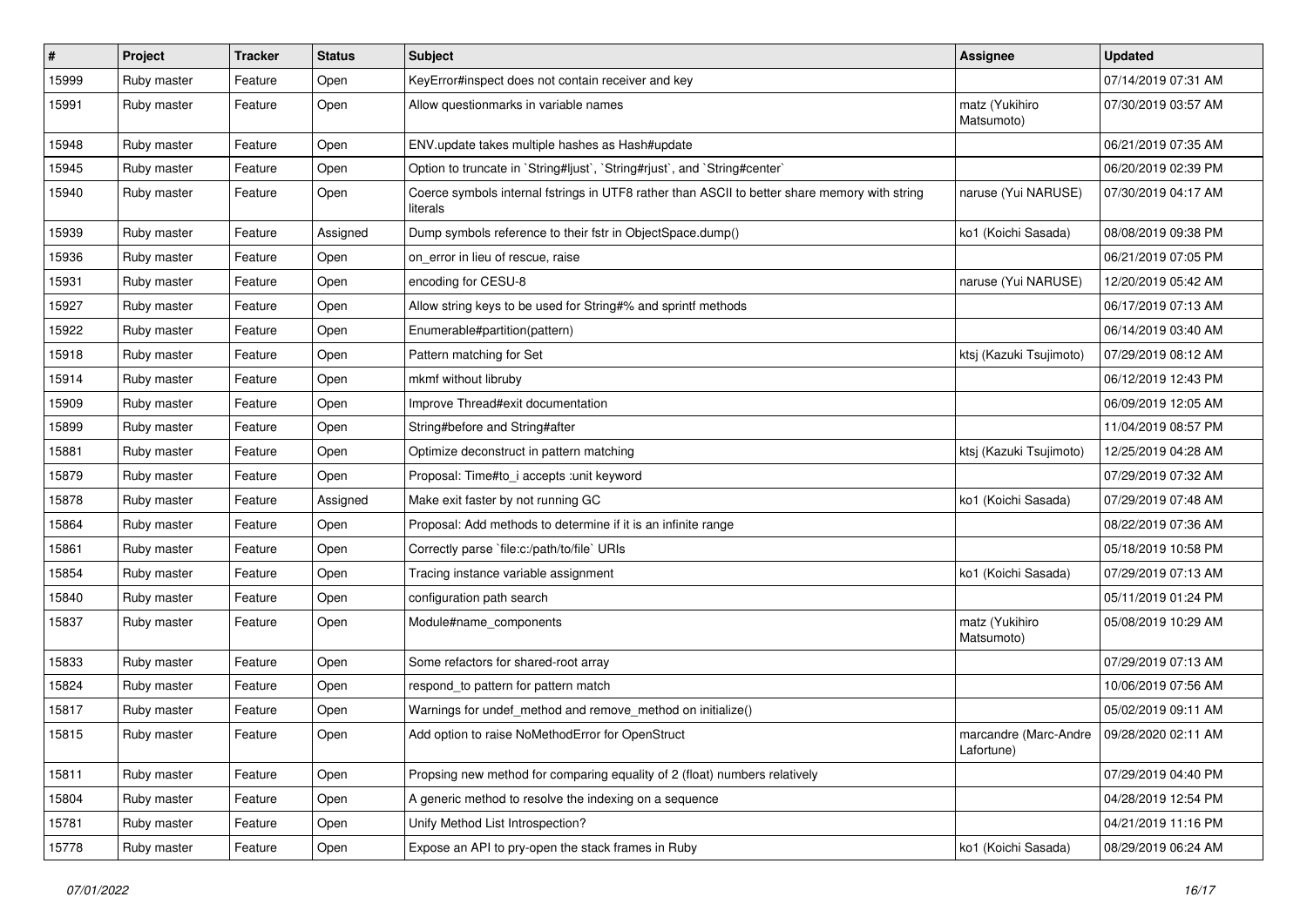| # | Project | Tracker | Status | Subject | Assignee | Updated |
|---|---|---|---|---|---|---|
| 15999 | Ruby master | Feature | Open | KeyError#inspect does not contain receiver and key | | 07/14/2019 07:31 AM |
| 15991 | Ruby master | Feature | Open | Allow questionmarks in variable names | matz (Yukihiro Matsumoto) | 07/30/2019 03:57 AM |
| 15948 | Ruby master | Feature | Open | ENV.update takes multiple hashes as Hash#update | | 06/21/2019 07:35 AM |
| 15945 | Ruby master | Feature | Open | Option to truncate in `String#ljust`, `String#rjust`, and `String#center` | | 06/20/2019 02:39 PM |
| 15940 | Ruby master | Feature | Open | Coerce symbols internal fstrings in UTF8 rather than ASCII to better share memory with string literals | naruse (Yui NARUSE) | 07/30/2019 04:17 AM |
| 15939 | Ruby master | Feature | Assigned | Dump symbols reference to their fstr in ObjectSpace.dump() | ko1 (Koichi Sasada) | 08/08/2019 09:38 PM |
| 15936 | Ruby master | Feature | Open | on_error in lieu of rescue, raise | | 06/21/2019 07:05 PM |
| 15931 | Ruby master | Feature | Open | encoding for CESU-8 | naruse (Yui NARUSE) | 12/20/2019 05:42 AM |
| 15927 | Ruby master | Feature | Open | Allow string keys to be used for String#% and sprintf methods | | 06/17/2019 07:13 AM |
| 15922 | Ruby master | Feature | Open | Enumerable#partition(pattern) | | 06/14/2019 03:40 AM |
| 15918 | Ruby master | Feature | Open | Pattern matching for Set | ktsj (Kazuki Tsujimoto) | 07/29/2019 08:12 AM |
| 15914 | Ruby master | Feature | Open | mkmf without libruby | | 06/12/2019 12:43 PM |
| 15909 | Ruby master | Feature | Open | Improve Thread#exit documentation | | 06/09/2019 12:05 AM |
| 15899 | Ruby master | Feature | Open | String#before and String#after | | 11/04/2019 08:57 PM |
| 15881 | Ruby master | Feature | Open | Optimize deconstruct in pattern matching | ktsj (Kazuki Tsujimoto) | 12/25/2019 04:28 AM |
| 15879 | Ruby master | Feature | Open | Proposal: Time#to_i accepts :unit keyword | | 07/29/2019 07:32 AM |
| 15878 | Ruby master | Feature | Assigned | Make exit faster by not running GC | ko1 (Koichi Sasada) | 07/29/2019 07:48 AM |
| 15864 | Ruby master | Feature | Open | Proposal: Add methods to determine if it is an infinite range | | 08/22/2019 07:36 AM |
| 15861 | Ruby master | Feature | Open | Correctly parse `file:c:/path/to/file` URIs | | 05/18/2019 10:58 PM |
| 15854 | Ruby master | Feature | Open | Tracing instance variable assignment | ko1 (Koichi Sasada) | 07/29/2019 07:13 AM |
| 15840 | Ruby master | Feature | Open | configuration path search | | 05/11/2019 01:24 PM |
| 15837 | Ruby master | Feature | Open | Module#name_components | matz (Yukihiro Matsumoto) | 05/08/2019 10:29 AM |
| 15833 | Ruby master | Feature | Open | Some refactors for shared-root array | | 07/29/2019 07:13 AM |
| 15824 | Ruby master | Feature | Open | respond_to pattern for pattern match | | 10/06/2019 07:56 AM |
| 15817 | Ruby master | Feature | Open | Warnings for undef_method and remove_method on initialize() | | 05/02/2019 09:11 AM |
| 15815 | Ruby master | Feature | Open | Add option to raise NoMethodError for OpenStruct | marcandre (Marc-Andre Lafortune) | 09/28/2020 02:11 AM |
| 15811 | Ruby master | Feature | Open | Propsing new method for comparing equality of 2 (float) numbers relatively | | 07/29/2019 04:40 PM |
| 15804 | Ruby master | Feature | Open | A generic method to resolve the indexing on a sequence | | 04/28/2019 12:54 PM |
| 15781 | Ruby master | Feature | Open | Unify Method List Introspection? | | 04/21/2019 11:16 PM |
| 15778 | Ruby master | Feature | Open | Expose an API to pry-open the stack frames in Ruby | ko1 (Koichi Sasada) | 08/29/2019 06:24 AM |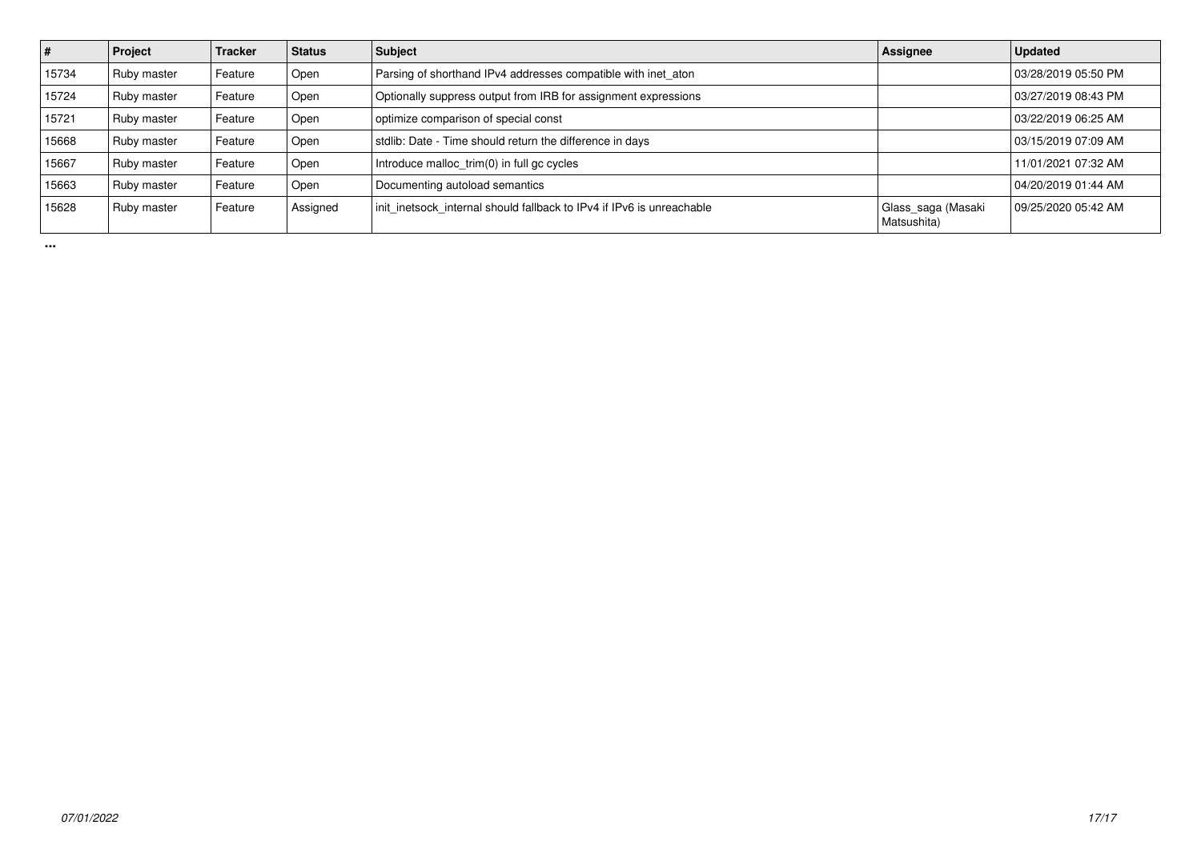| # | Project | Tracker | Status | Subject | Assignee | Updated |
|---|---|---|---|---|---|---|
| 15734 | Ruby master | Feature | Open | Parsing of shorthand IPv4 addresses compatible with inet_aton | | 03/28/2019 05:50 PM |
| 15724 | Ruby master | Feature | Open | Optionally suppress output from IRB for assignment expressions | | 03/27/2019 08:43 PM |
| 15721 | Ruby master | Feature | Open | optimize comparison of special const | | 03/22/2019 06:25 AM |
| 15668 | Ruby master | Feature | Open | stdlib: Date - Time should return the difference in days | | 03/15/2019 07:09 AM |
| 15667 | Ruby master | Feature | Open | Introduce malloc_trim(0) in full gc cycles | | 11/01/2021 07:32 AM |
| 15663 | Ruby master | Feature | Open | Documenting autoload semantics | | 04/20/2019 01:44 AM |
| 15628 | Ruby master | Feature | Assigned | init_inetsock_internal should fallback to IPv4 if IPv6 is unreachable | Glass_saga (Masaki Matsushita) | 09/25/2020 05:42 AM |

...